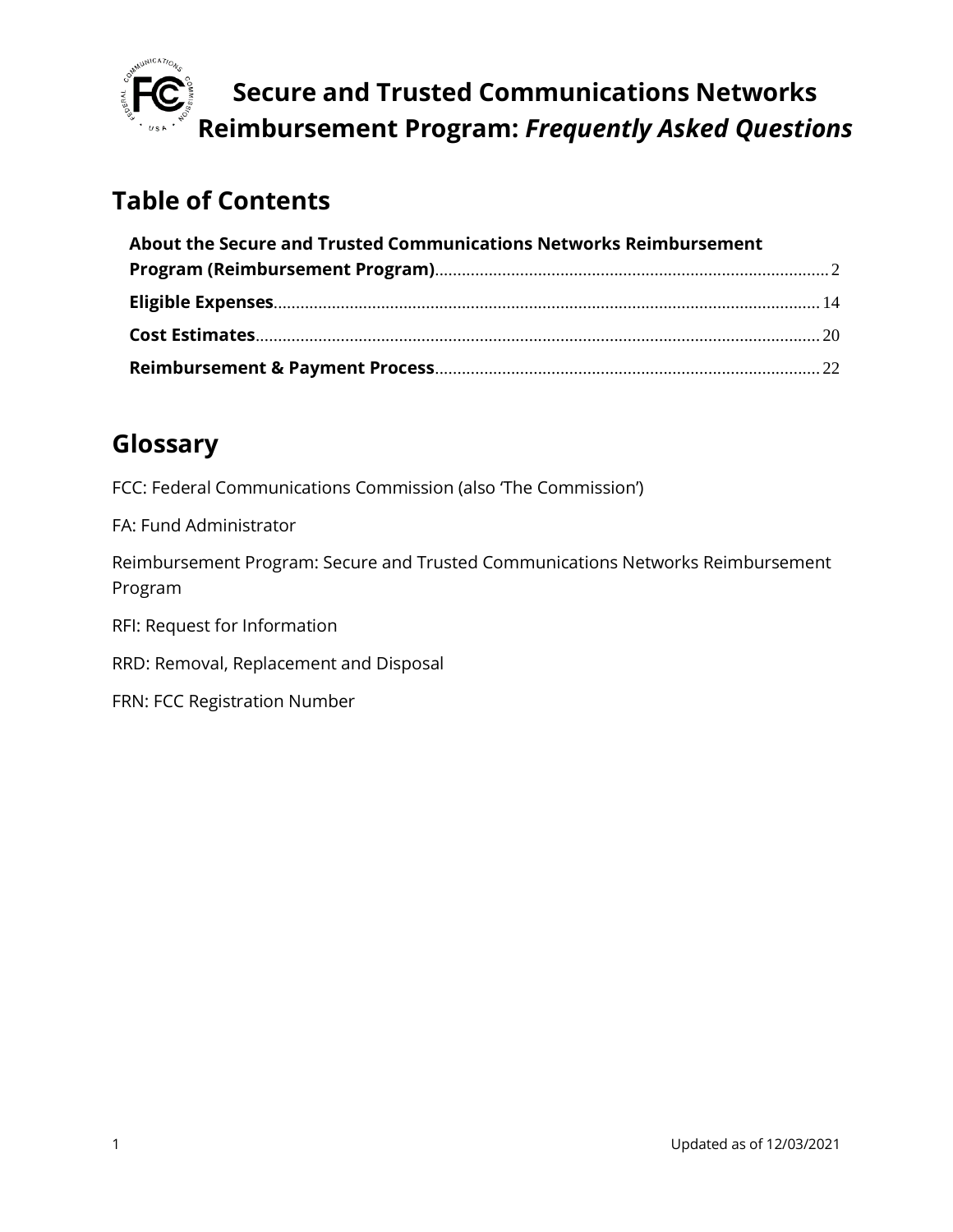# Secure and Trusted Communications Networks Reimbursement Program: *Frequently Asked Questions*

## Table of Contents

**About the Secure and Trusted Communications Networks Reimbursement Program (Reimbursement Program)**........ 2

**Eligible Expenses**........ 14

**Cost Estimates**........ 20

**Reimbursement & Payment Process**........ 22

## Glossary

FCC: Federal Communications Commission (also 'The Commission')

FA: Fund Administrator

Reimbursement Program: Secure and Trusted Communications Networks Reimbursement Program

RFI: Request for Information

RRD: Removal, Replacement and Disposal

FRN: FCC Registration Number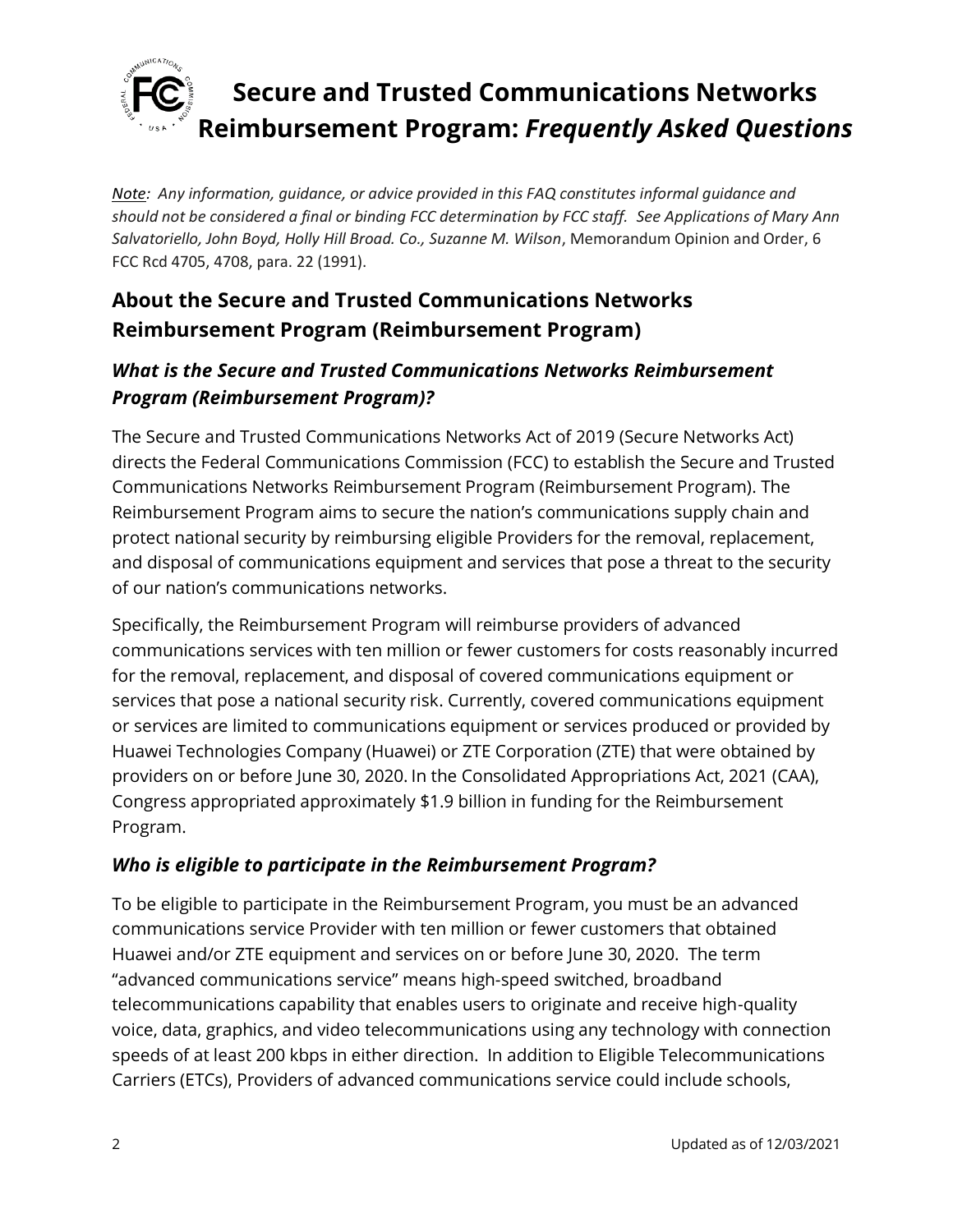# Secure and Trusted Communications Networks Reimbursement Program: *Frequently Asked Questions*

*<u>Note</u>: Any information, guidance, or advice provided in this FAQ constitutes informal guidance and should not be considered a final or binding FCC determination by FCC staff. See Applications of Mary Ann Salvatoriello, John Boyd, Holly Hill Broad. Co., Suzanne M. Wilson*, Memorandum Opinion and Order, 6 FCC Rcd 4705, 4708, para. 22 (1991).

## About the Secure and Trusted Communications Networks Reimbursement Program (Reimbursement Program)

### *What is the Secure and Trusted Communications Networks Reimbursement Program (Reimbursement Program)?*

The Secure and Trusted Communications Networks Act of 2019 (Secure Networks Act) directs the Federal Communications Commission (FCC) to establish the Secure and Trusted Communications Networks Reimbursement Program (Reimbursement Program). The Reimbursement Program aims to secure the nation's communications supply chain and protect national security by reimbursing eligible Providers for the removal, replacement, and disposal of communications equipment and services that pose a threat to the security of our nation's communications networks.

Specifically, the Reimbursement Program will reimburse providers of advanced communications services with ten million or fewer customers for costs reasonably incurred for the removal, replacement, and disposal of covered communications equipment or services that pose a national security risk. Currently, covered communications equipment or services are limited to communications equipment or services produced or provided by Huawei Technologies Company (Huawei) or ZTE Corporation (ZTE) that were obtained by providers on or before June 30, 2020. In the Consolidated Appropriations Act, 2021 (CAA), Congress appropriated approximately $1.9 billion in funding for the Reimbursement Program.

### *Who is eligible to participate in the Reimbursement Program?*

To be eligible to participate in the Reimbursement Program, you must be an advanced communications service Provider with ten million or fewer customers that obtained Huawei and/or ZTE equipment and services on or before June 30, 2020. The term "advanced communications service" means high-speed switched, broadband telecommunications capability that enables users to originate and receive high-quality voice, data, graphics, and video telecommunications using any technology with connection speeds of at least 200 kbps in either direction. In addition to Eligible Telecommunications Carriers (ETCs), Providers of advanced communications service could include schools,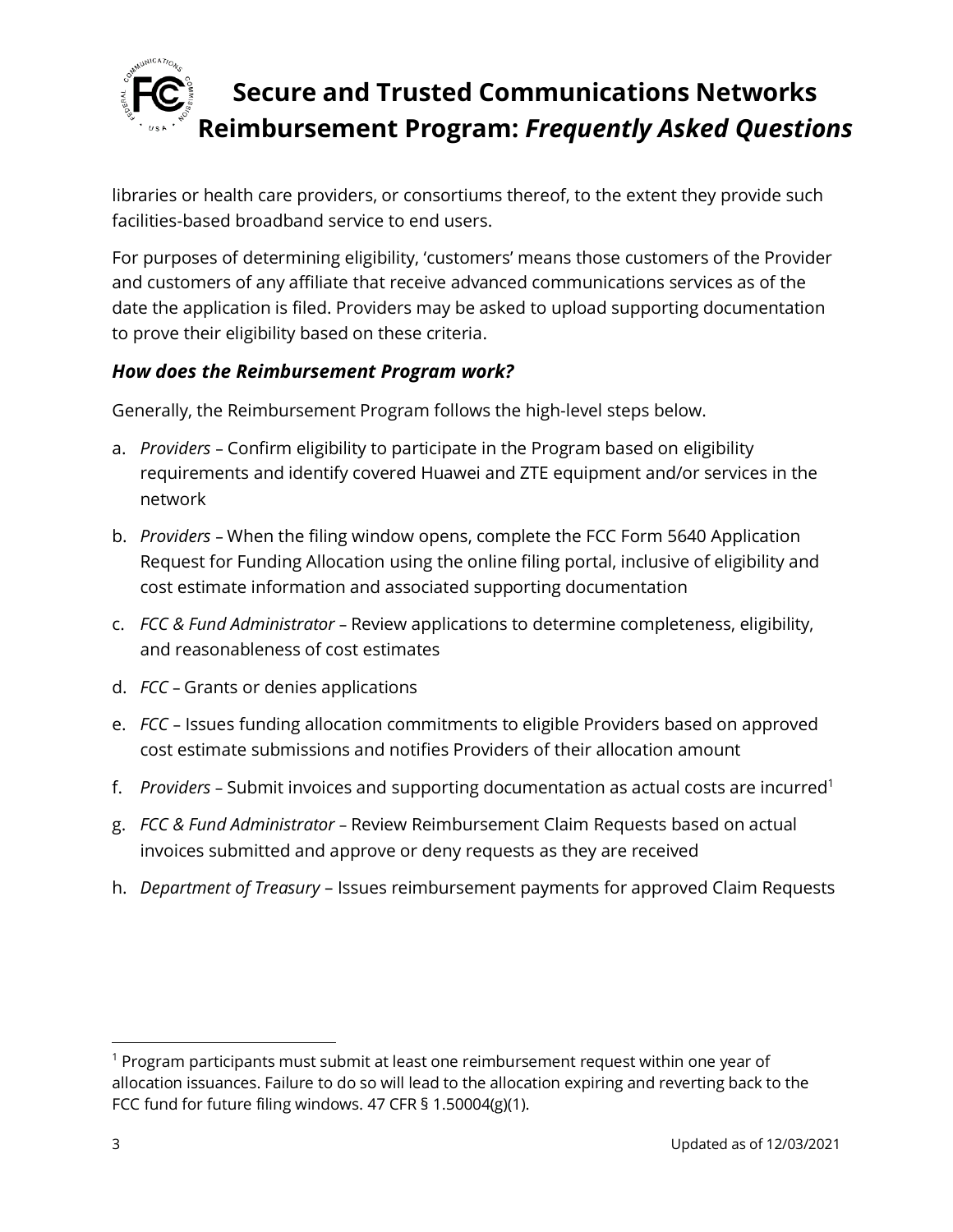libraries or health care providers, or consortiums thereof, to the extent they provide such facilities-based broadband service to end users.

For purposes of determining eligibility, 'customers' means those customers of the Provider and customers of any affiliate that receive advanced communications services as of the date the application is filed. Providers may be asked to upload supporting documentation to prove their eligibility based on these criteria.

### *How does the Reimbursement Program work?*

Generally, the Reimbursement Program follows the high-level steps below.

a. *Providers* – Confirm eligibility to participate in the Program based on eligibility requirements and identify covered Huawei and ZTE equipment and/or services in the network

b. *Providers* – When the filing window opens, complete the FCC Form 5640 Application Request for Funding Allocation using the online filing portal, inclusive of eligibility and cost estimate information and associated supporting documentation

c. *FCC & Fund Administrator* – Review applications to determine completeness, eligibility, and reasonableness of cost estimates

d. *FCC* – Grants or denies applications

e. *FCC* – Issues funding allocation commitments to eligible Providers based on approved cost estimate submissions and notifies Providers of their allocation amount

f. *Providers* – Submit invoices and supporting documentation as actual costs are incurred[1]

g. *FCC & Fund Administrator* – Review Reimbursement Claim Requests based on actual invoices submitted and approve or deny requests as they are received

h. *Department of Treasury* – Issues reimbursement payments for approved Claim Requests

---

[1] Program participants must submit at least one reimbursement request within one year of allocation issuances. Failure to do so will lead to the allocation expiring and reverting back to the FCC fund for future filing windows. 47 CFR § 1.50004(g)(1).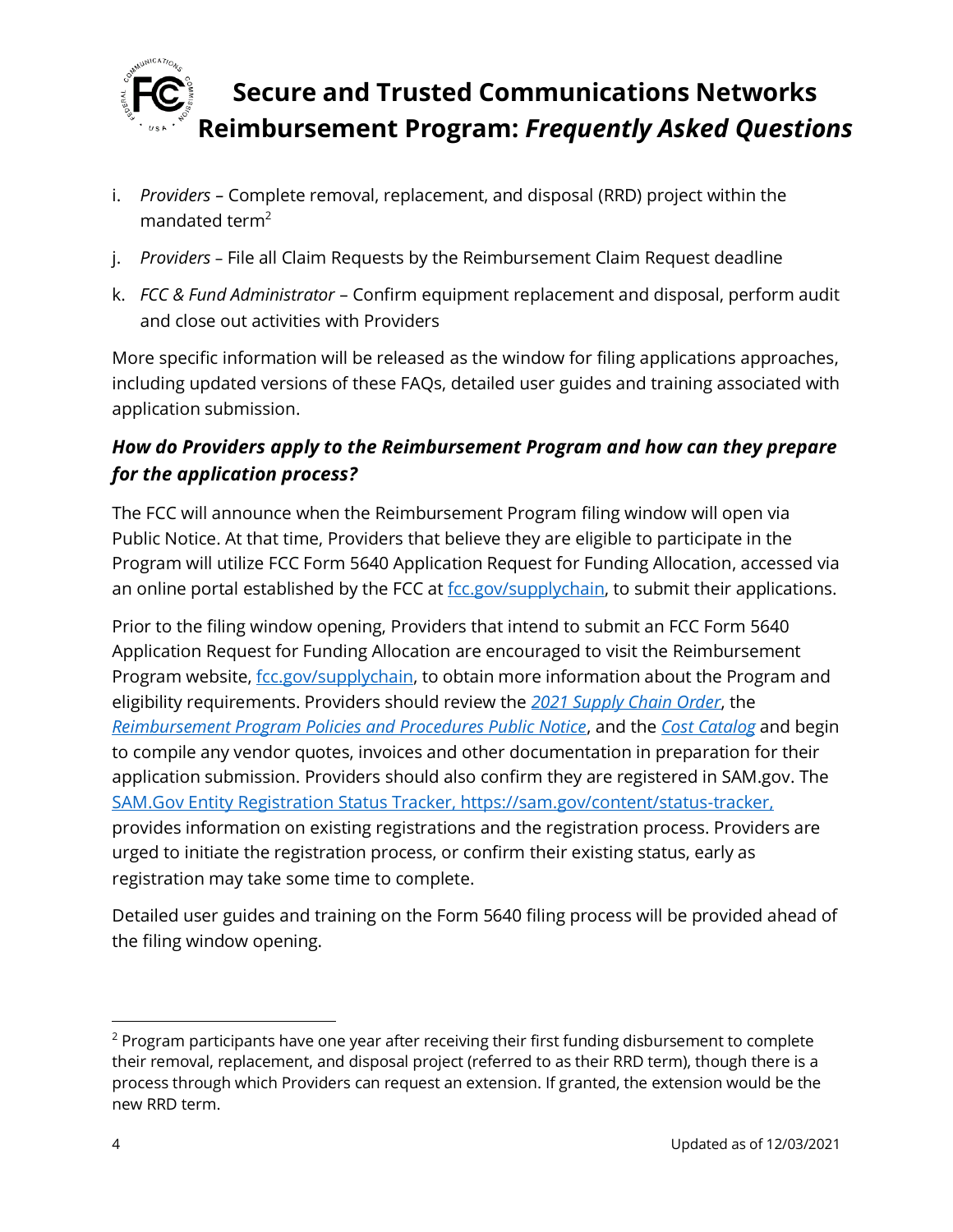i. *Providers* – Complete removal, replacement, and disposal (RRD) project within the mandated term[2]

j. *Providers* – File all Claim Requests by the Reimbursement Claim Request deadline

k. *FCC & Fund Administrator* – Confirm equipment replacement and disposal, perform audit and close out activities with Providers

More specific information will be released as the window for filing applications approaches, including updated versions of these FAQs, detailed user guides and training associated with application submission.

### *How do Providers apply to the Reimbursement Program and how can they prepare for the application process?*

The FCC will announce when the Reimbursement Program filing window will open via Public Notice. At that time, Providers that believe they are eligible to participate in the Program will utilize FCC Form 5640 Application Request for Funding Allocation, accessed via an online portal established by the FCC at fcc.gov/supplychain, to submit their applications.

Prior to the filing window opening, Providers that intend to submit an FCC Form 5640 Application Request for Funding Allocation are encouraged to visit the Reimbursement Program website, fcc.gov/supplychain, to obtain more information about the Program and eligibility requirements. Providers should review the *2021 Supply Chain Order*, the *Reimbursement Program Policies and Procedures Public Notice*, and the *Cost Catalog* and begin to compile any vendor quotes, invoices and other documentation in preparation for their application submission. Providers should also confirm they are registered in SAM.gov. The SAM.Gov Entity Registration Status Tracker, https://sam.gov/content/status-tracker, provides information on existing registrations and the registration process. Providers are urged to initiate the registration process, or confirm their existing status, early as registration may take some time to complete.

Detailed user guides and training on the Form 5640 filing process will be provided ahead of the filing window opening.

---

[2] Program participants have one year after receiving their first funding disbursement to complete their removal, replacement, and disposal project (referred to as their RRD term), though there is a process through which Providers can request an extension. If granted, the extension would be the new RRD term.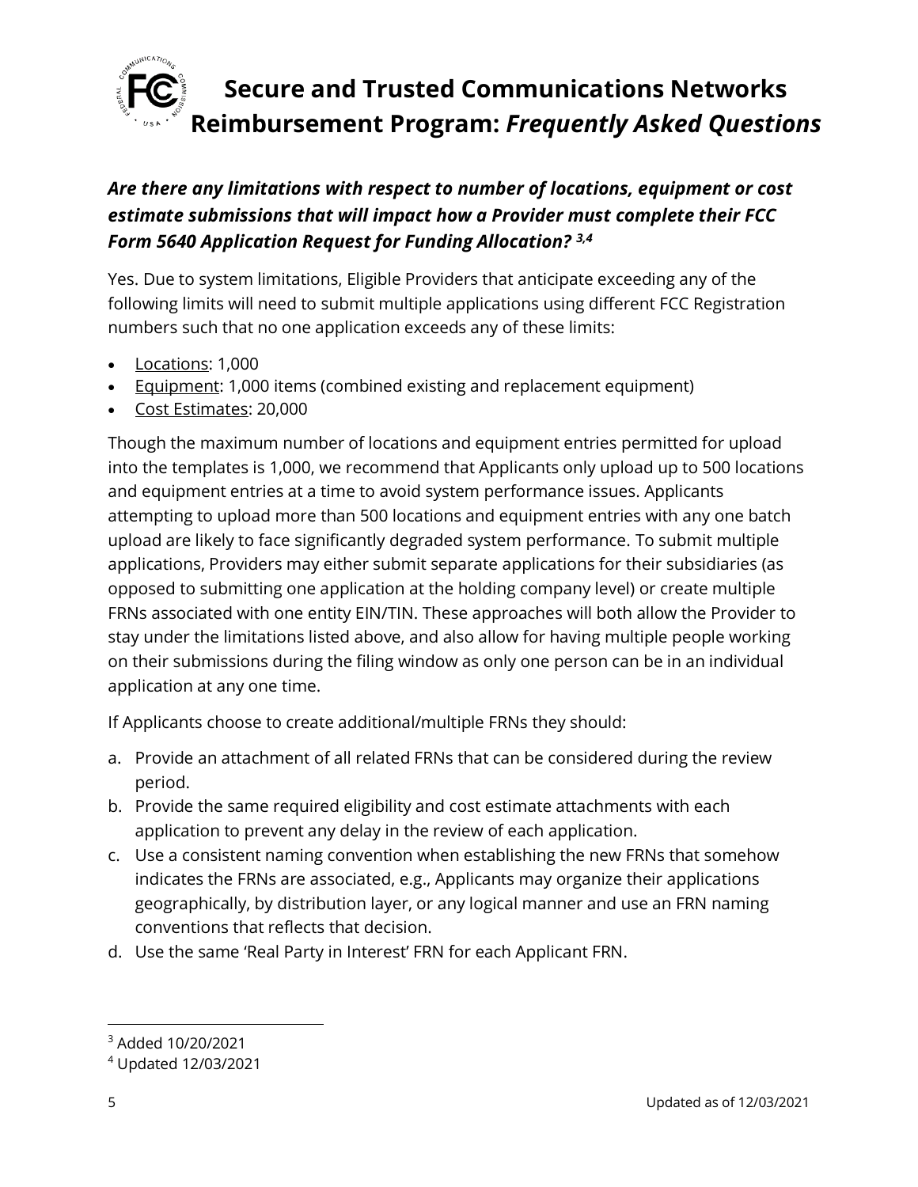### *Are there any limitations with respect to number of locations, equipment or cost estimate submissions that will impact how a Provider must complete their FCC Form 5640 Application Request for Funding Allocation?* [3,4]

Yes. Due to system limitations, Eligible Providers that anticipate exceeding any of the following limits will need to submit multiple applications using different FCC Registration numbers such that no one application exceeds any of these limits:

- Locations: 1,000
- Equipment: 1,000 items (combined existing and replacement equipment)
- Cost Estimates: 20,000

Though the maximum number of locations and equipment entries permitted for upload into the templates is 1,000, we recommend that Applicants only upload up to 500 locations and equipment entries at a time to avoid system performance issues. Applicants attempting to upload more than 500 locations and equipment entries with any one batch upload are likely to face significantly degraded system performance. To submit multiple applications, Providers may either submit separate applications for their subsidiaries (as opposed to submitting one application at the holding company level) or create multiple FRNs associated with one entity EIN/TIN. These approaches will both allow the Provider to stay under the limitations listed above, and also allow for having multiple people working on their submissions during the filing window as only one person can be in an individual application at any one time.

If Applicants choose to create additional/multiple FRNs they should:

a. Provide an attachment of all related FRNs that can be considered during the review period.
b. Provide the same required eligibility and cost estimate attachments with each application to prevent any delay in the review of each application.
c. Use a consistent naming convention when establishing the new FRNs that somehow indicates the FRNs are associated, e.g., Applicants may organize their applications geographically, by distribution layer, or any logical manner and use an FRN naming conventions that reflects that decision.
d. Use the same 'Real Party in Interest' FRN for each Applicant FRN.

---

[3] Added 10/20/2021

[4] Updated 12/03/2021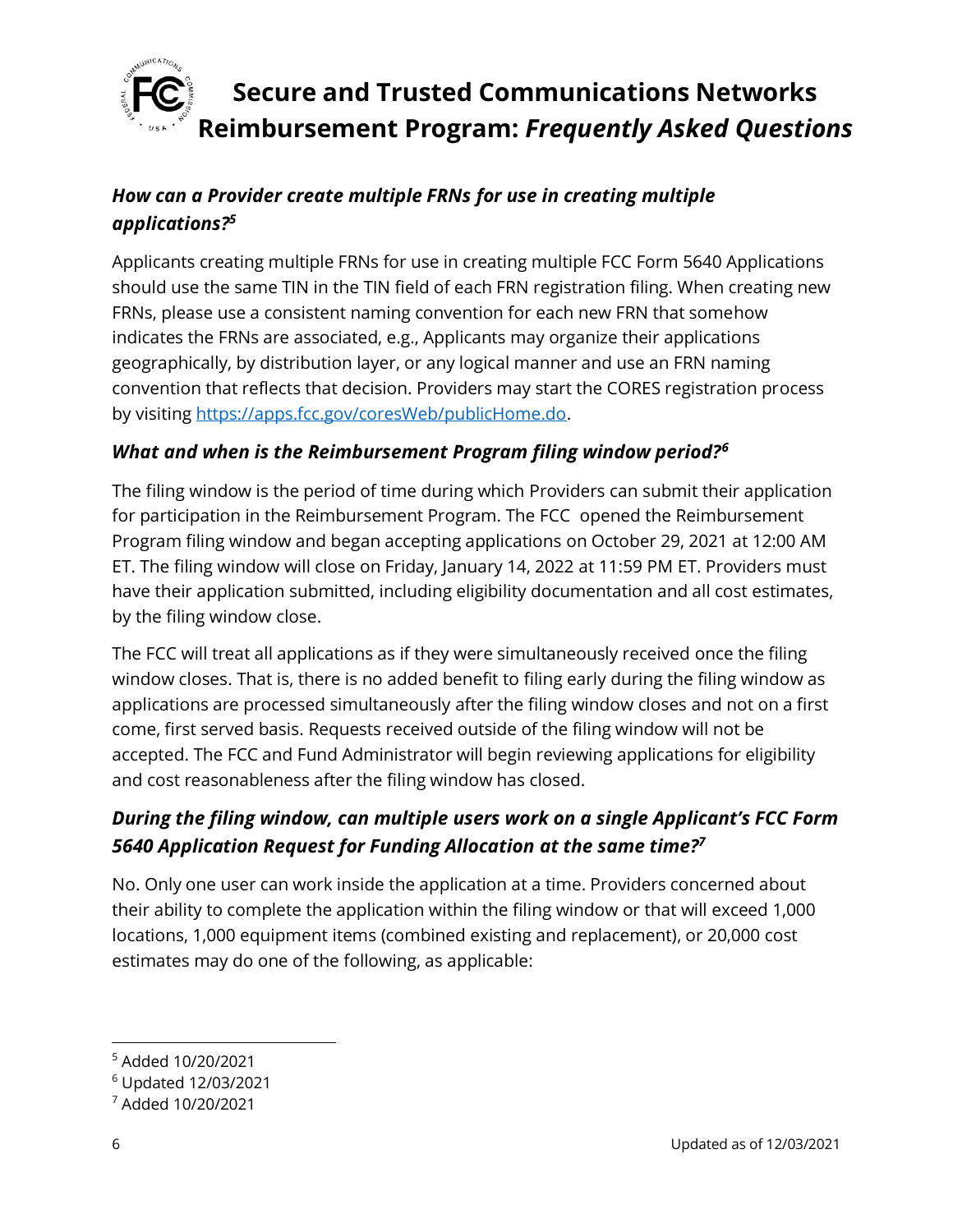### *How can a Provider create multiple FRNs for use in creating multiple applications?*[5]

Applicants creating multiple FRNs for use in creating multiple FCC Form 5640 Applications should use the same TIN in the TIN field of each FRN registration filing. When creating new FRNs, please use a consistent naming convention for each new FRN that somehow indicates the FRNs are associated, e.g., Applicants may organize their applications geographically, by distribution layer, or any logical manner and use an FRN naming convention that reflects that decision. Providers may start the CORES registration process by visiting [https://apps.fcc.gov/coresWeb/publicHome.do](https://apps.fcc.gov/coresWeb/publicHome.do).

### *What and when is the Reimbursement Program filing window period?*[6]

The filing window is the period of time during which Providers can submit their application for participation in the Reimbursement Program. The FCC opened the Reimbursement Program filing window and began accepting applications on October 29, 2021 at 12:00 AM ET. The filing window will close on Friday, January 14, 2022 at 11:59 PM ET. Providers must have their application submitted, including eligibility documentation and all cost estimates, by the filing window close.

The FCC will treat all applications as if they were simultaneously received once the filing window closes. That is, there is no added benefit to filing early during the filing window as applications are processed simultaneously after the filing window closes and not on a first come, first served basis. Requests received outside of the filing window will not be accepted. The FCC and Fund Administrator will begin reviewing applications for eligibility and cost reasonableness after the filing window has closed.

### *During the filing window, can multiple users work on a single Applicant's FCC Form 5640 Application Request for Funding Allocation at the same time?*[7]

No. Only one user can work inside the application at a time. Providers concerned about their ability to complete the application within the filing window or that will exceed 1,000 locations, 1,000 equipment items (combined existing and replacement), or 20,000 cost estimates may do one of the following, as applicable:

---

[5] Added 10/20/2021

[6] Updated 12/03/2021

[7] Added 10/20/2021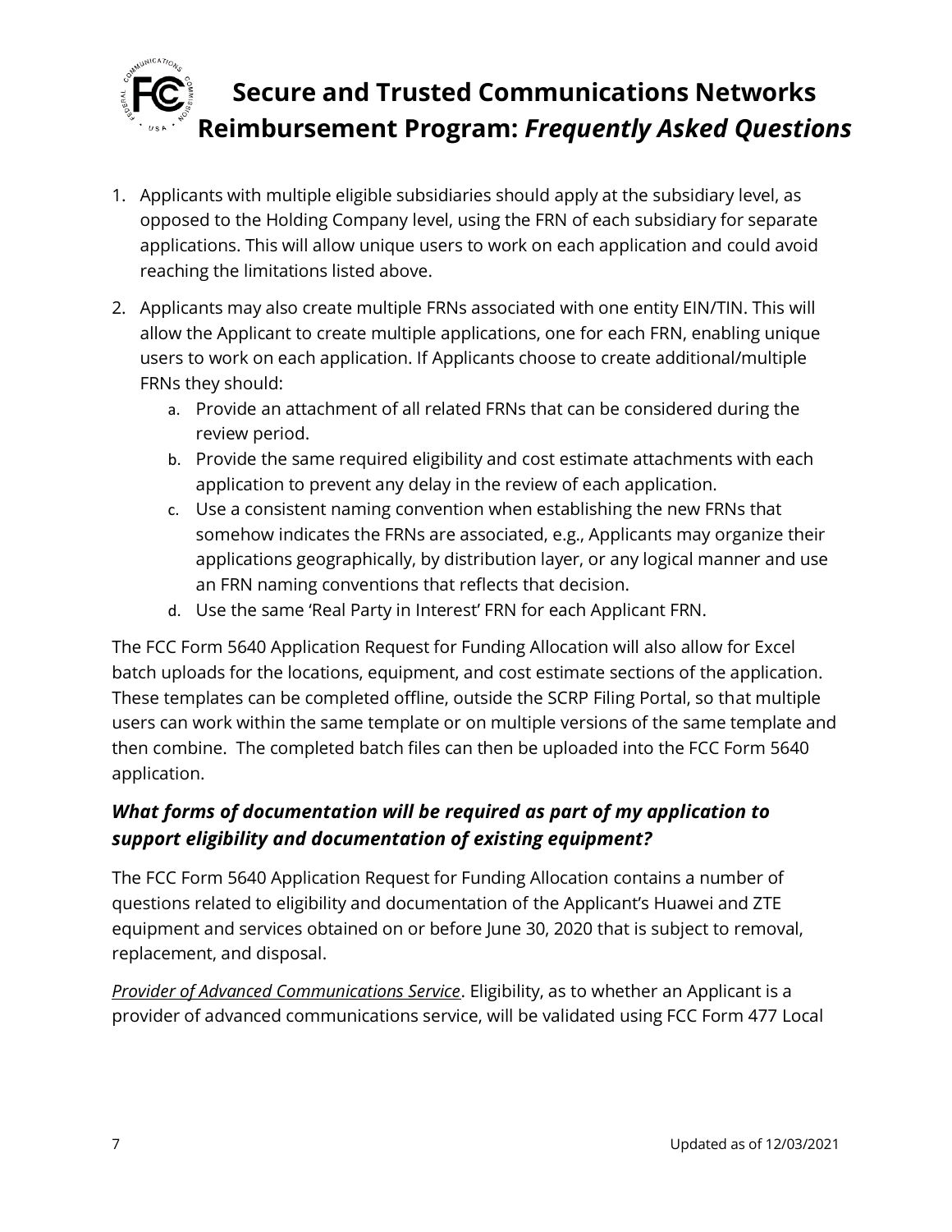1. Applicants with multiple eligible subsidiaries should apply at the subsidiary level, as opposed to the Holding Company level, using the FRN of each subsidiary for separate applications. This will allow unique users to work on each application and could avoid reaching the limitations listed above.
2. Applicants may also create multiple FRNs associated with one entity EIN/TIN. This will allow the Applicant to create multiple applications, one for each FRN, enabling unique users to work on each application. If Applicants choose to create additional/multiple FRNs they should:
   a. Provide an attachment of all related FRNs that can be considered during the review period.
   b. Provide the same required eligibility and cost estimate attachments with each application to prevent any delay in the review of each application.
   c. Use a consistent naming convention when establishing the new FRNs that somehow indicates the FRNs are associated, e.g., Applicants may organize their applications geographically, by distribution layer, or any logical manner and use an FRN naming conventions that reflects that decision.
   d. Use the same 'Real Party in Interest' FRN for each Applicant FRN.

The FCC Form 5640 Application Request for Funding Allocation will also allow for Excel batch uploads for the locations, equipment, and cost estimate sections of the application. These templates can be completed offline, outside the SCRP Filing Portal, so that multiple users can work within the same template or on multiple versions of the same template and then combine. The completed batch files can then be uploaded into the FCC Form 5640 application.

### *What forms of documentation will be required as part of my application to support eligibility and documentation of existing equipment?*

The FCC Form 5640 Application Request for Funding Allocation contains a number of questions related to eligibility and documentation of the Applicant's Huawei and ZTE equipment and services obtained on or before June 30, 2020 that is subject to removal, replacement, and disposal.

*Provider of Advanced Communications Service*. Eligibility, as to whether an Applicant is a provider of advanced communications service, will be validated using FCC Form 477 Local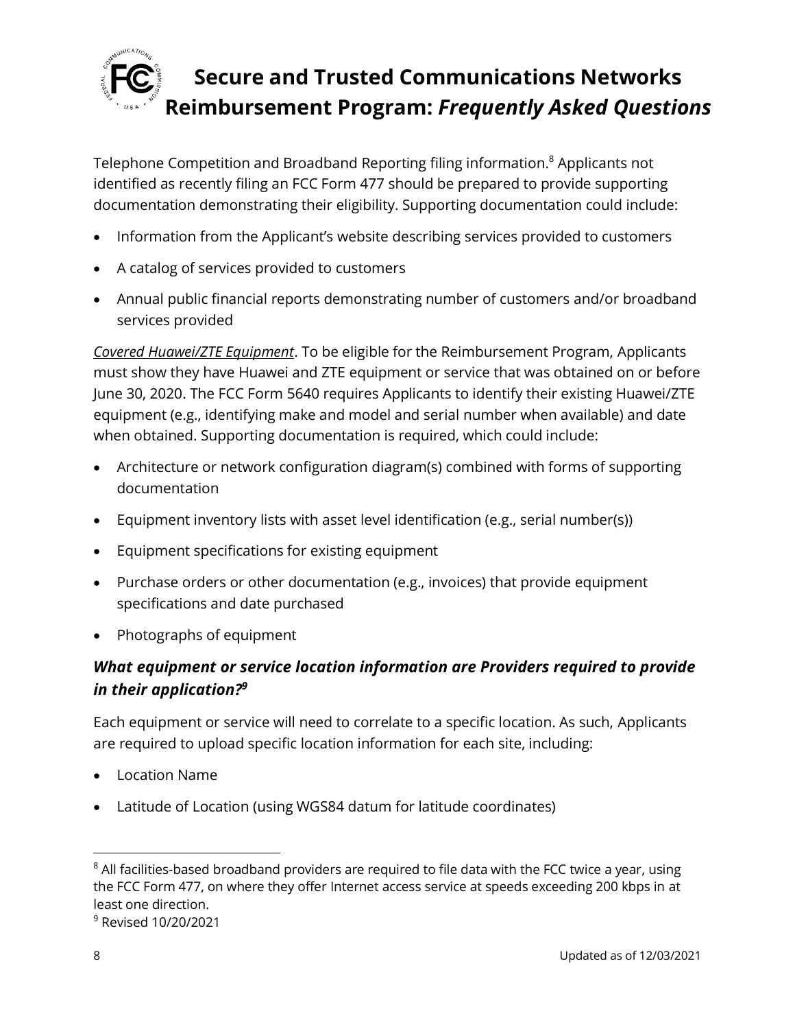Telephone Competition and Broadband Reporting filing information.[8] Applicants not identified as recently filing an FCC Form 477 should be prepared to provide supporting documentation demonstrating their eligibility. Supporting documentation could include:

- Information from the Applicant's website describing services provided to customers
- A catalog of services provided to customers
- Annual public financial reports demonstrating number of customers and/or broadband services provided

*Covered Huawei/ZTE Equipment*. To be eligible for the Reimbursement Program, Applicants must show they have Huawei and ZTE equipment or service that was obtained on or before June 30, 2020. The FCC Form 5640 requires Applicants to identify their existing Huawei/ZTE equipment (e.g., identifying make and model and serial number when available) and date when obtained. Supporting documentation is required, which could include:

- Architecture or network configuration diagram(s) combined with forms of supporting documentation
- Equipment inventory lists with asset level identification (e.g., serial number(s))
- Equipment specifications for existing equipment
- Purchase orders or other documentation (e.g., invoices) that provide equipment specifications and date purchased
- Photographs of equipment

### *What equipment or service location information are Providers required to provide in their application?*[9]

Each equipment or service will need to correlate to a specific location. As such, Applicants are required to upload specific location information for each site, including:

- Location Name
- Latitude of Location (using WGS84 datum for latitude coordinates)

---

[8] All facilities-based broadband providers are required to file data with the FCC twice a year, using the FCC Form 477, on where they offer Internet access service at speeds exceeding 200 kbps in at least one direction.

[9] Revised 10/20/2021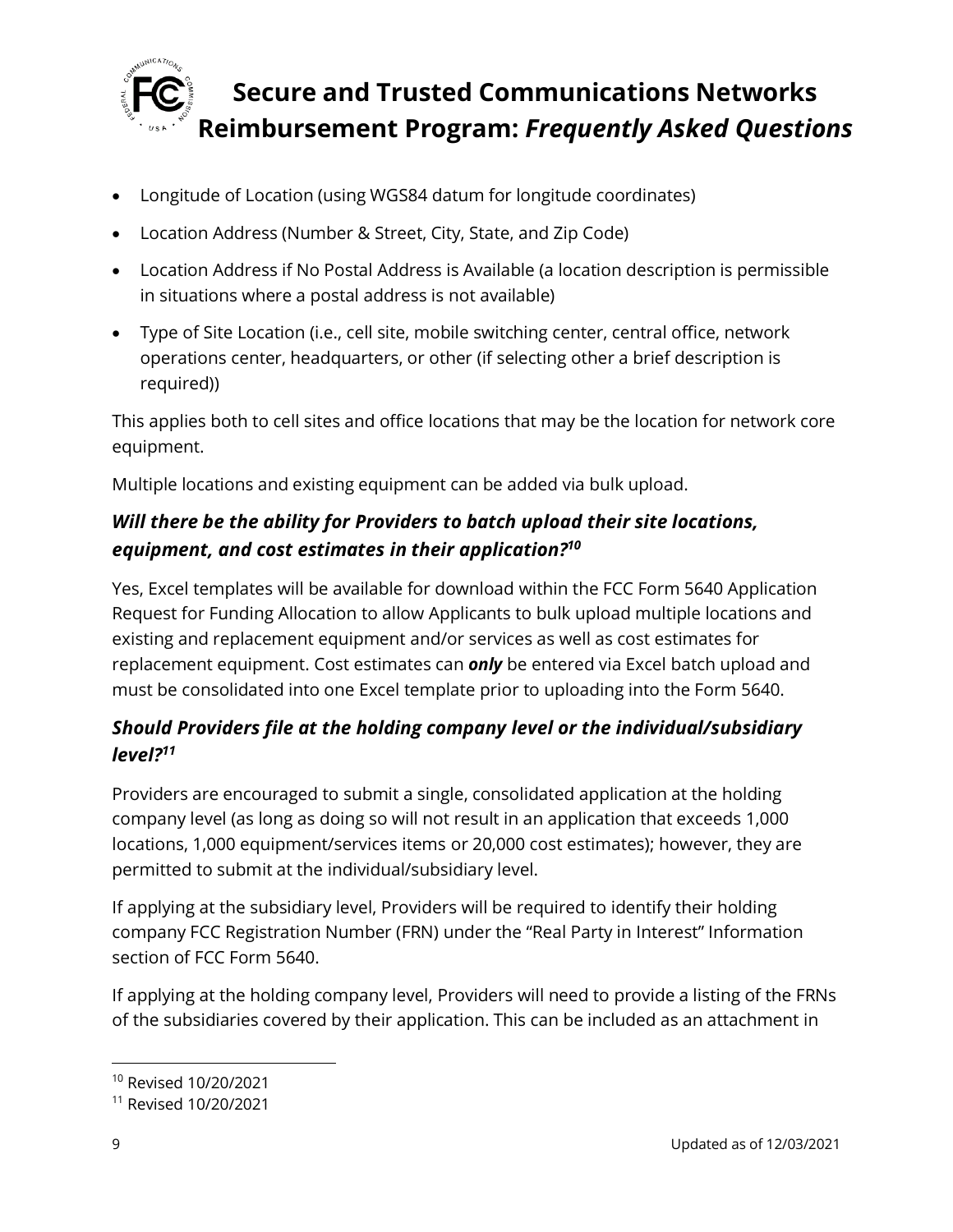- Longitude of Location (using WGS84 datum for longitude coordinates)
- Location Address (Number & Street, City, State, and Zip Code)
- Location Address if No Postal Address is Available (a location description is permissible in situations where a postal address is not available)
- Type of Site Location (i.e., cell site, mobile switching center, central office, network operations center, headquarters, or other (if selecting other a brief description is required))

This applies both to cell sites and office locations that may be the location for network core equipment.

Multiple locations and existing equipment can be added via bulk upload.

### *Will there be the ability for Providers to batch upload their site locations, equipment, and cost estimates in their application?*[10]

Yes, Excel templates will be available for download within the FCC Form 5640 Application Request for Funding Allocation to allow Applicants to bulk upload multiple locations and existing and replacement equipment and/or services as well as cost estimates for replacement equipment. Cost estimates can ***only*** be entered via Excel batch upload and must be consolidated into one Excel template prior to uploading into the Form 5640.

### *Should Providers file at the holding company level or the individual/subsidiary level?*[11]

Providers are encouraged to submit a single, consolidated application at the holding company level (as long as doing so will not result in an application that exceeds 1,000 locations, 1,000 equipment/services items or 20,000 cost estimates); however, they are permitted to submit at the individual/subsidiary level.

If applying at the subsidiary level, Providers will be required to identify their holding company FCC Registration Number (FRN) under the "Real Party in Interest" Information section of FCC Form 5640.

If applying at the holding company level, Providers will need to provide a listing of the FRNs of the subsidiaries covered by their application. This can be included as an attachment in

[10] Revised 10/20/2021

[11] Revised 10/20/2021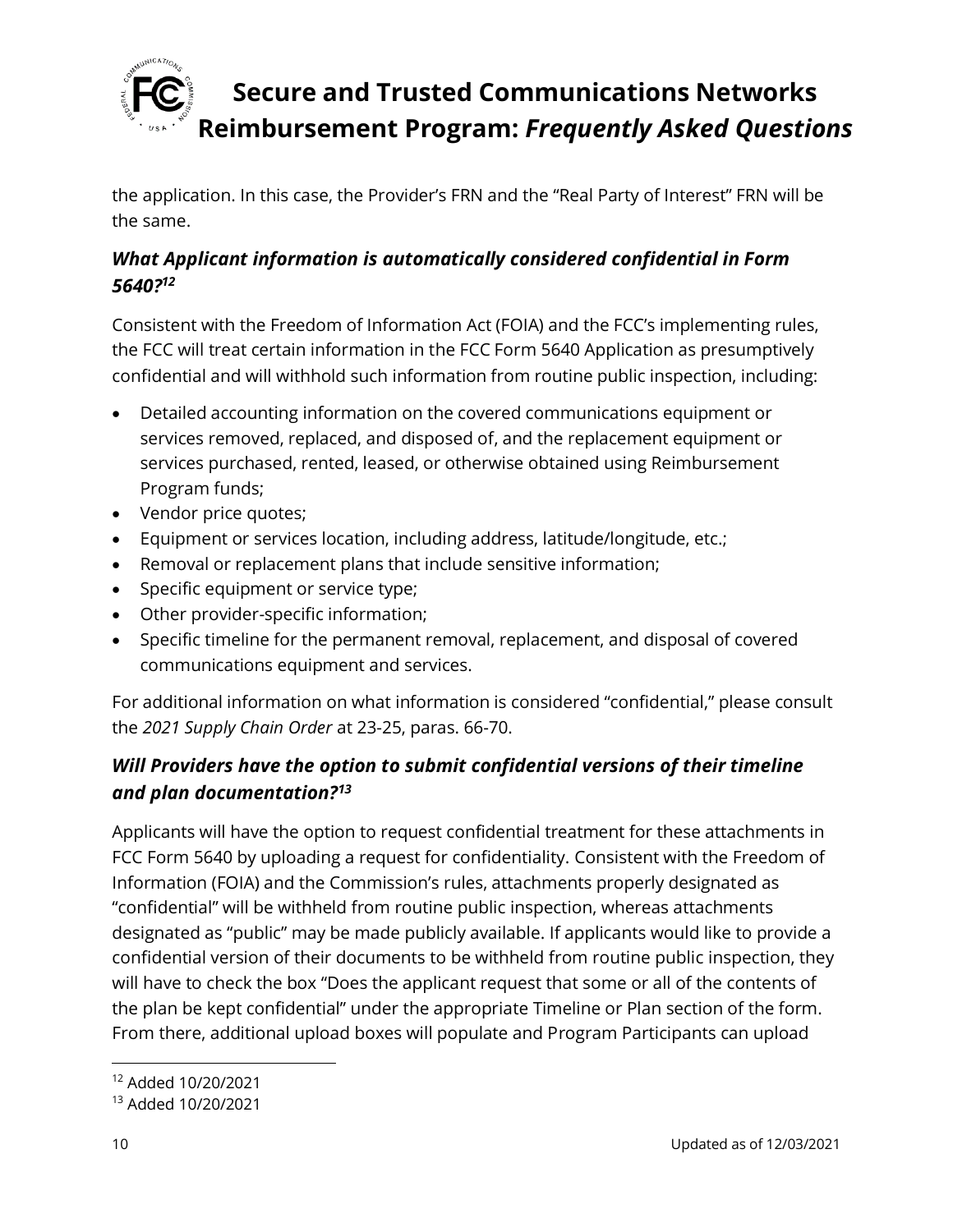the application. In this case, the Provider's FRN and the "Real Party of Interest" FRN will be the same.

### *What Applicant information is automatically considered confidential in Form 5640?*[12]

Consistent with the Freedom of Information Act (FOIA) and the FCC's implementing rules, the FCC will treat certain information in the FCC Form 5640 Application as presumptively confidential and will withhold such information from routine public inspection, including:

- Detailed accounting information on the covered communications equipment or services removed, replaced, and disposed of, and the replacement equipment or services purchased, rented, leased, or otherwise obtained using Reimbursement Program funds;
- Vendor price quotes;
- Equipment or services location, including address, latitude/longitude, etc.;
- Removal or replacement plans that include sensitive information;
- Specific equipment or service type;
- Other provider-specific information;
- Specific timeline for the permanent removal, replacement, and disposal of covered communications equipment and services.

For additional information on what information is considered "confidential," please consult the *2021 Supply Chain Order* at 23-25, paras. 66-70.

### *Will Providers have the option to submit confidential versions of their timeline and plan documentation?*[13]

Applicants will have the option to request confidential treatment for these attachments in FCC Form 5640 by uploading a request for confidentiality. Consistent with the Freedom of Information (FOIA) and the Commission's rules, attachments properly designated as "confidential" will be withheld from routine public inspection, whereas attachments designated as "public" may be made publicly available. If applicants would like to provide a confidential version of their documents to be withheld from routine public inspection, they will have to check the box "Does the applicant request that some or all of the contents of the plan be kept confidential" under the appropriate Timeline or Plan section of the form. From there, additional upload boxes will populate and Program Participants can upload

[12] Added 10/20/2021

[13] Added 10/20/2021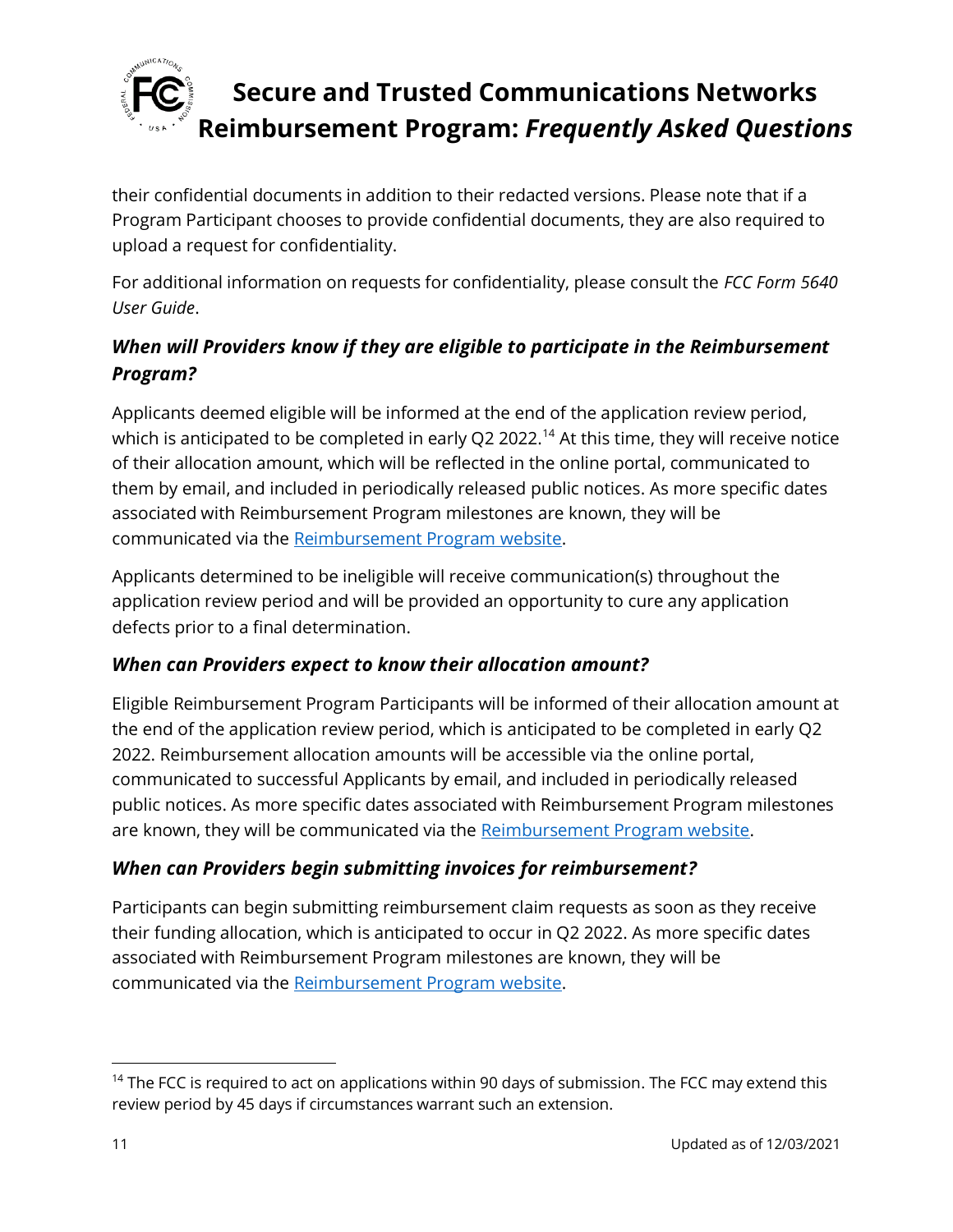their confidential documents in addition to their redacted versions. Please note that if a Program Participant chooses to provide confidential documents, they are also required to upload a request for confidentiality.

For additional information on requests for confidentiality, please consult the *FCC Form 5640 User Guide*.

### *When will Providers know if they are eligible to participate in the Reimbursement Program?*

Applicants deemed eligible will be informed at the end of the application review period, which is anticipated to be completed in early Q2 2022.[14] At this time, they will receive notice of their allocation amount, which will be reflected in the online portal, communicated to them by email, and included in periodically released public notices. As more specific dates associated with Reimbursement Program milestones are known, they will be communicated via the [Reimbursement Program website](#).

Applicants determined to be ineligible will receive communication(s) throughout the application review period and will be provided an opportunity to cure any application defects prior to a final determination.

### *When can Providers expect to know their allocation amount?*

Eligible Reimbursement Program Participants will be informed of their allocation amount at the end of the application review period, which is anticipated to be completed in early Q2 2022. Reimbursement allocation amounts will be accessible via the online portal, communicated to successful Applicants by email, and included in periodically released public notices. As more specific dates associated with Reimbursement Program milestones are known, they will be communicated via the [Reimbursement Program website](#).

### *When can Providers begin submitting invoices for reimbursement?*

Participants can begin submitting reimbursement claim requests as soon as they receive their funding allocation, which is anticipated to occur in Q2 2022. As more specific dates associated with Reimbursement Program milestones are known, they will be communicated via the [Reimbursement Program website](#).

---

[14] The FCC is required to act on applications within 90 days of submission. The FCC may extend this review period by 45 days if circumstances warrant such an extension.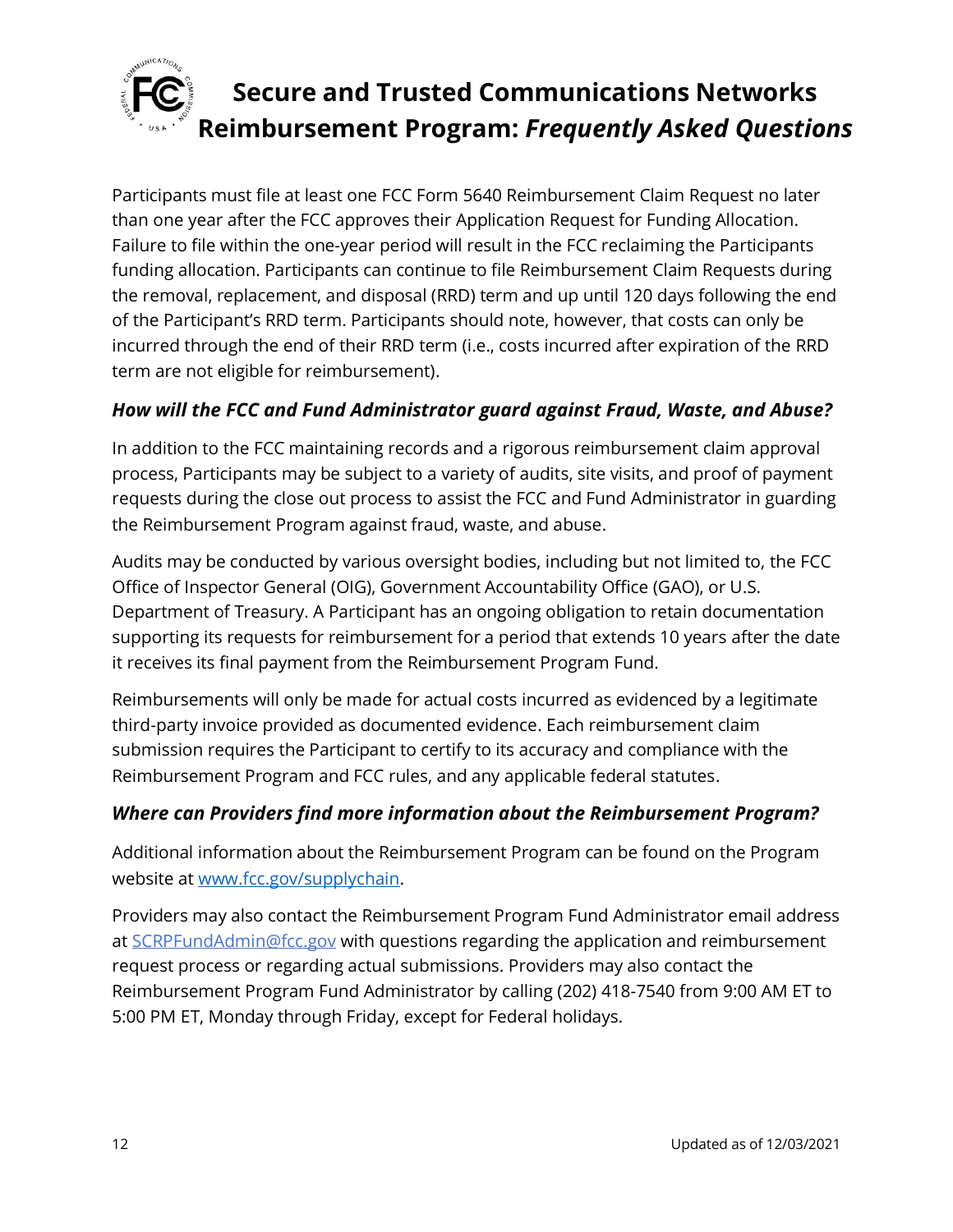Participants must file at least one FCC Form 5640 Reimbursement Claim Request no later than one year after the FCC approves their Application Request for Funding Allocation. Failure to file within the one-year period will result in the FCC reclaiming the Participants funding allocation. Participants can continue to file Reimbursement Claim Requests during the removal, replacement, and disposal (RRD) term and up until 120 days following the end of the Participant's RRD term. Participants should note, however, that costs can only be incurred through the end of their RRD term (i.e., costs incurred after expiration of the RRD term are not eligible for reimbursement).

### *How will the FCC and Fund Administrator guard against Fraud, Waste, and Abuse?*

In addition to the FCC maintaining records and a rigorous reimbursement claim approval process, Participants may be subject to a variety of audits, site visits, and proof of payment requests during the close out process to assist the FCC and Fund Administrator in guarding the Reimbursement Program against fraud, waste, and abuse.

Audits may be conducted by various oversight bodies, including but not limited to, the FCC Office of Inspector General (OIG), Government Accountability Office (GAO), or U.S. Department of Treasury. A Participant has an ongoing obligation to retain documentation supporting its requests for reimbursement for a period that extends 10 years after the date it receives its final payment from the Reimbursement Program Fund.

Reimbursements will only be made for actual costs incurred as evidenced by a legitimate third-party invoice provided as documented evidence. Each reimbursement claim submission requires the Participant to certify to its accuracy and compliance with the Reimbursement Program and FCC rules, and any applicable federal statutes.

### *Where can Providers find more information about the Reimbursement Program?*

Additional information about the Reimbursement Program can be found on the Program website at [www.fcc.gov/supplychain](www.fcc.gov/supplychain).

Providers may also contact the Reimbursement Program Fund Administrator email address at [SCRPFundAdmin@fcc.gov](mailto:SCRPFundAdmin@fcc.gov) with questions regarding the application and reimbursement request process or regarding actual submissions. Providers may also contact the Reimbursement Program Fund Administrator by calling (202) 418-7540 from 9:00 AM ET to 5:00 PM ET, Monday through Friday, except for Federal holidays.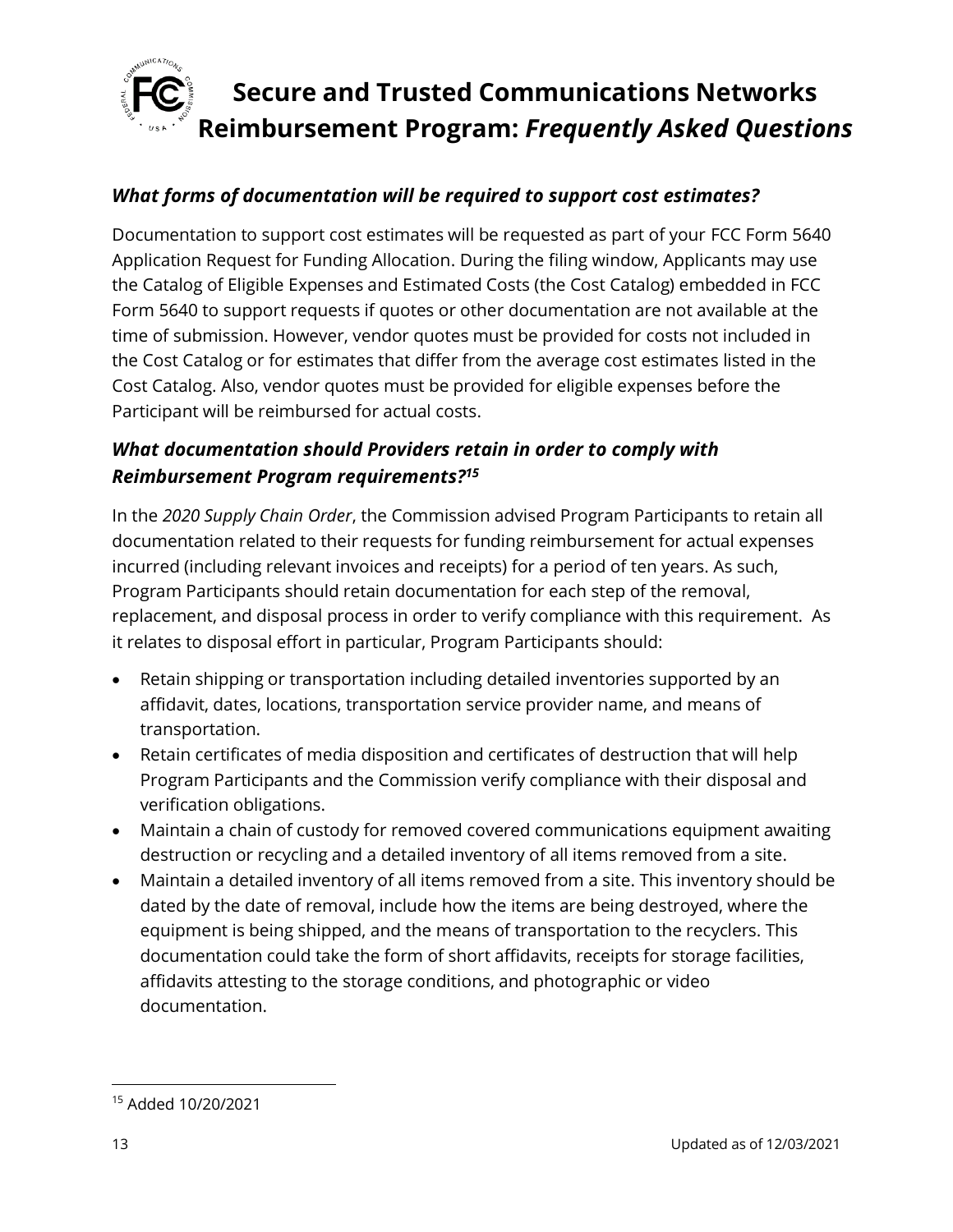### *What forms of documentation will be required to support cost estimates?*

Documentation to support cost estimates will be requested as part of your FCC Form 5640 Application Request for Funding Allocation. During the filing window, Applicants may use the Catalog of Eligible Expenses and Estimated Costs (the Cost Catalog) embedded in FCC Form 5640 to support requests if quotes or other documentation are not available at the time of submission. However, vendor quotes must be provided for costs not included in the Cost Catalog or for estimates that differ from the average cost estimates listed in the Cost Catalog. Also, vendor quotes must be provided for eligible expenses before the Participant will be reimbursed for actual costs.

### *What documentation should Providers retain in order to comply with Reimbursement Program requirements?*[15]

In the *2020 Supply Chain Order*, the Commission advised Program Participants to retain all documentation related to their requests for funding reimbursement for actual expenses incurred (including relevant invoices and receipts) for a period of ten years. As such, Program Participants should retain documentation for each step of the removal, replacement, and disposal process in order to verify compliance with this requirement. As it relates to disposal effort in particular, Program Participants should:

- Retain shipping or transportation including detailed inventories supported by an affidavit, dates, locations, transportation service provider name, and means of transportation.
- Retain certificates of media disposition and certificates of destruction that will help Program Participants and the Commission verify compliance with their disposal and verification obligations.
- Maintain a chain of custody for removed covered communications equipment awaiting destruction or recycling and a detailed inventory of all items removed from a site.
- Maintain a detailed inventory of all items removed from a site. This inventory should be dated by the date of removal, include how the items are being destroyed, where the equipment is being shipped, and the means of transportation to the recyclers. This documentation could take the form of short affidavits, receipts for storage facilities, affidavits attesting to the storage conditions, and photographic or video documentation.

---

[15] Added 10/20/2021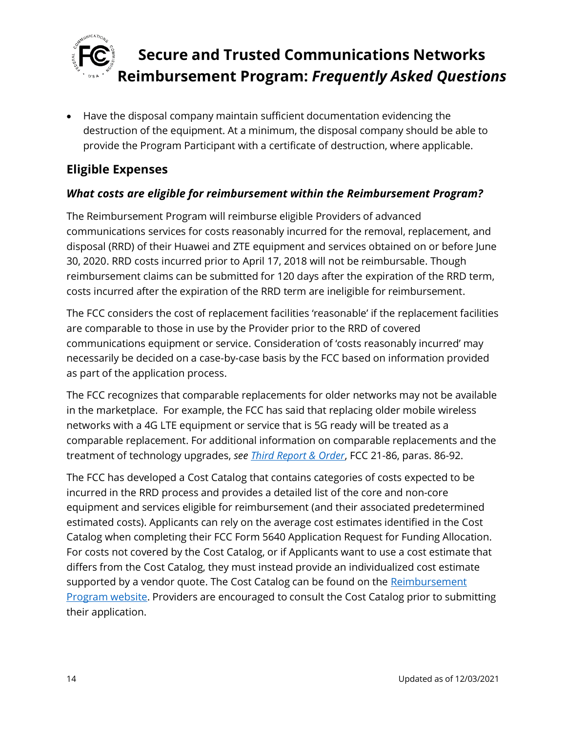- Have the disposal company maintain sufficient documentation evidencing the destruction of the equipment. At a minimum, the disposal company should be able to provide the Program Participant with a certificate of destruction, where applicable.

## Eligible Expenses

### *What costs are eligible for reimbursement within the Reimbursement Program?*

The Reimbursement Program will reimburse eligible Providers of advanced communications services for costs reasonably incurred for the removal, replacement, and disposal (RRD) of their Huawei and ZTE equipment and services obtained on or before June 30, 2020. RRD costs incurred prior to April 17, 2018 will not be reimbursable. Though reimbursement claims can be submitted for 120 days after the expiration of the RRD term, costs incurred after the expiration of the RRD term are ineligible for reimbursement.

The FCC considers the cost of replacement facilities 'reasonable' if the replacement facilities are comparable to those in use by the Provider prior to the RRD of covered communications equipment or service. Consideration of 'costs reasonably incurred' may necessarily be decided on a case-by-case basis by the FCC based on information provided as part of the application process.

The FCC recognizes that comparable replacements for older networks may not be available in the marketplace. For example, the FCC has said that replacing older mobile wireless networks with a 4G LTE equipment or service that is 5G ready will be treated as a comparable replacement. For additional information on comparable replacements and the treatment of technology upgrades, *see* *Third Report & Order*, FCC 21-86, paras. 86-92.

The FCC has developed a Cost Catalog that contains categories of costs expected to be incurred in the RRD process and provides a detailed list of the core and non-core equipment and services eligible for reimbursement (and their associated predetermined estimated costs). Applicants can rely on the average cost estimates identified in the Cost Catalog when completing their FCC Form 5640 Application Request for Funding Allocation. For costs not covered by the Cost Catalog, or if Applicants want to use a cost estimate that differs from the Cost Catalog, they must instead provide an individualized cost estimate supported by a vendor quote. The Cost Catalog can be found on the Reimbursement Program website. Providers are encouraged to consult the Cost Catalog prior to submitting their application.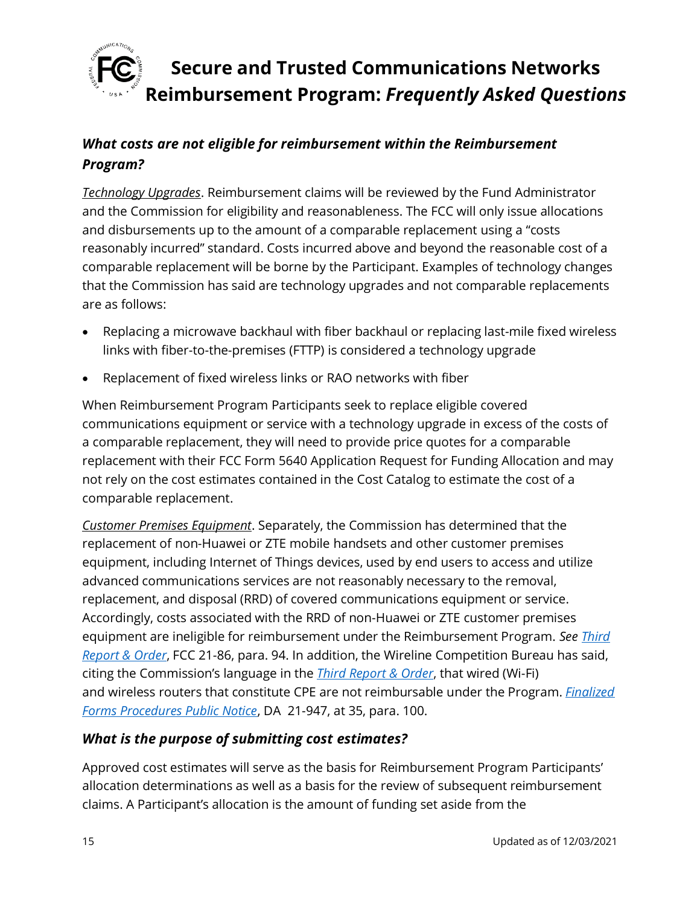### *What costs are not eligible for reimbursement within the Reimbursement Program?*

***Technology Upgrades***. Reimbursement claims will be reviewed by the Fund Administrator and the Commission for eligibility and reasonableness. The FCC will only issue allocations and disbursements up to the amount of a comparable replacement using a "costs reasonably incurred" standard. Costs incurred above and beyond the reasonable cost of a comparable replacement will be borne by the Participant. Examples of technology changes that the Commission has said are technology upgrades and not comparable replacements are as follows:

- Replacing a microwave backhaul with fiber backhaul or replacing last-mile fixed wireless links with fiber-to-the-premises (FTTP) is considered a technology upgrade
- Replacement of fixed wireless links or RAO networks with fiber

When Reimbursement Program Participants seek to replace eligible covered communications equipment or service with a technology upgrade in excess of the costs of a comparable replacement, they will need to provide price quotes for a comparable replacement with their FCC Form 5640 Application Request for Funding Allocation and may not rely on the cost estimates contained in the Cost Catalog to estimate the cost of a comparable replacement.

***Customer Premises Equipment***. Separately, the Commission has determined that the replacement of non-Huawei or ZTE mobile handsets and other customer premises equipment, including Internet of Things devices, used by end users to access and utilize advanced communications services are not reasonably necessary to the removal, replacement, and disposal (RRD) of covered communications equipment or service. Accordingly, costs associated with the RRD of non-Huawei or ZTE customer premises equipment are ineligible for reimbursement under the Reimbursement Program. *See* *Third Report & Order*, FCC 21-86, para. 94. In addition, the Wireline Competition Bureau has said, citing the Commission's language in the *Third Report & Order*, that wired (Wi-Fi) and wireless routers that constitute CPE are not reimbursable under the Program. *Finalized Forms Procedures Public Notice*, DA 21-947, at 35, para. 100.

### *What is the purpose of submitting cost estimates?*

Approved cost estimates will serve as the basis for Reimbursement Program Participants' allocation determinations as well as a basis for the review of subsequent reimbursement claims. A Participant's allocation is the amount of funding set aside from the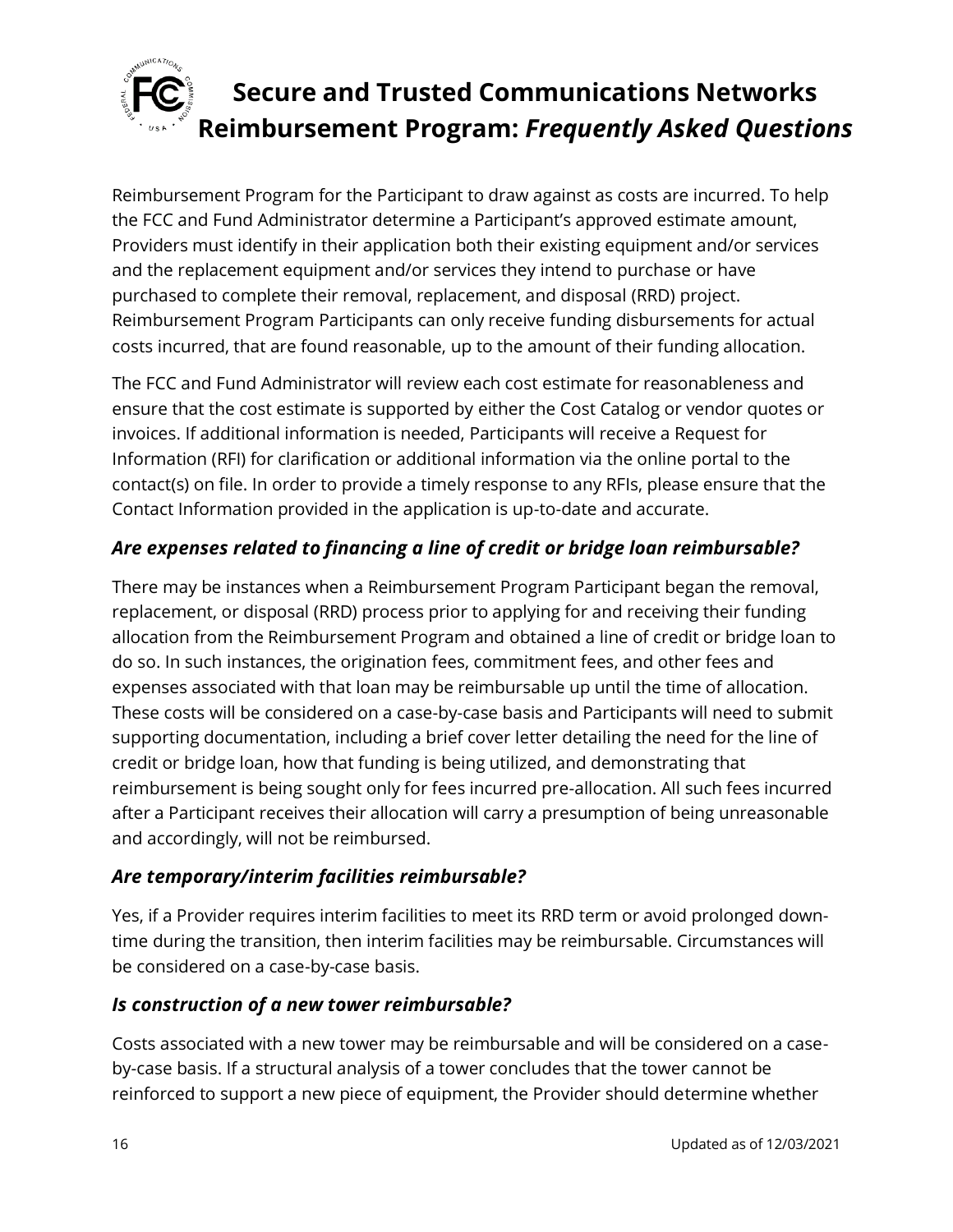Reimbursement Program for the Participant to draw against as costs are incurred. To help the FCC and Fund Administrator determine a Participant's approved estimate amount, Providers must identify in their application both their existing equipment and/or services and the replacement equipment and/or services they intend to purchase or have purchased to complete their removal, replacement, and disposal (RRD) project. Reimbursement Program Participants can only receive funding disbursements for actual costs incurred, that are found reasonable, up to the amount of their funding allocation.

The FCC and Fund Administrator will review each cost estimate for reasonableness and ensure that the cost estimate is supported by either the Cost Catalog or vendor quotes or invoices. If additional information is needed, Participants will receive a Request for Information (RFI) for clarification or additional information via the online portal to the contact(s) on file. In order to provide a timely response to any RFIs, please ensure that the Contact Information provided in the application is up-to-date and accurate.

### *Are expenses related to financing a line of credit or bridge loan reimbursable?*

There may be instances when a Reimbursement Program Participant began the removal, replacement, or disposal (RRD) process prior to applying for and receiving their funding allocation from the Reimbursement Program and obtained a line of credit or bridge loan to do so. In such instances, the origination fees, commitment fees, and other fees and expenses associated with that loan may be reimbursable up until the time of allocation. These costs will be considered on a case-by-case basis and Participants will need to submit supporting documentation, including a brief cover letter detailing the need for the line of credit or bridge loan, how that funding is being utilized, and demonstrating that reimbursement is being sought only for fees incurred pre-allocation. All such fees incurred after a Participant receives their allocation will carry a presumption of being unreasonable and accordingly, will not be reimbursed.

### *Are temporary/interim facilities reimbursable?*

Yes, if a Provider requires interim facilities to meet its RRD term or avoid prolonged down-time during the transition, then interim facilities may be reimbursable. Circumstances will be considered on a case-by-case basis.

### *Is construction of a new tower reimbursable?*

Costs associated with a new tower may be reimbursable and will be considered on a case-by-case basis. If a structural analysis of a tower concludes that the tower cannot be reinforced to support a new piece of equipment, the Provider should determine whether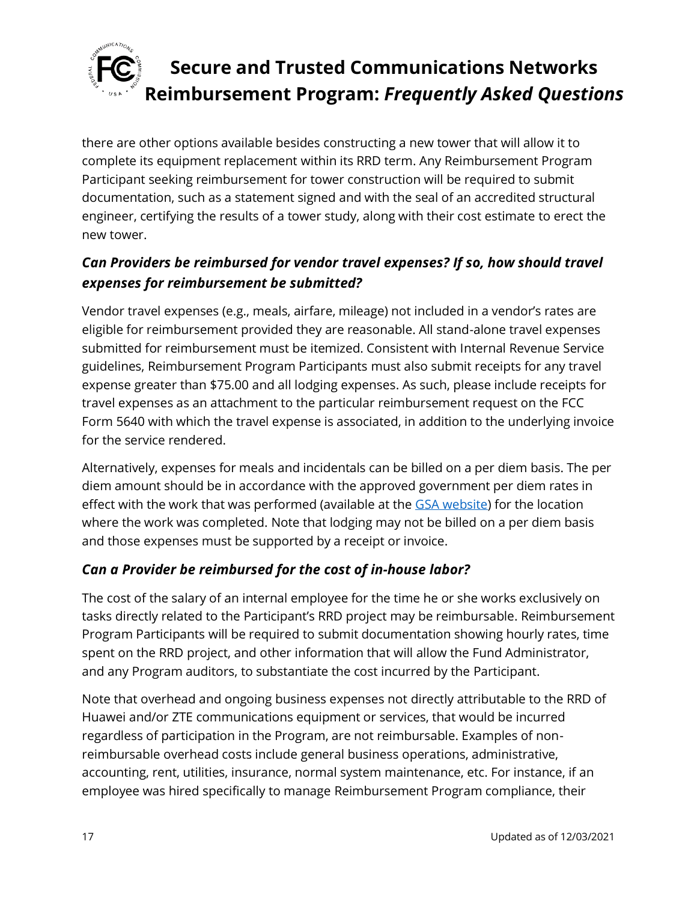there are other options available besides constructing a new tower that will allow it to complete its equipment replacement within its RRD term. Any Reimbursement Program Participant seeking reimbursement for tower construction will be required to submit documentation, such as a statement signed and with the seal of an accredited structural engineer, certifying the results of a tower study, along with their cost estimate to erect the new tower.

### *Can Providers be reimbursed for vendor travel expenses? If so, how should travel expenses for reimbursement be submitted?*

Vendor travel expenses (e.g., meals, airfare, mileage) not included in a vendor's rates are eligible for reimbursement provided they are reasonable. All stand-alone travel expenses submitted for reimbursement must be itemized. Consistent with Internal Revenue Service guidelines, Reimbursement Program Participants must also submit receipts for any travel expense greater than $75.00 and all lodging expenses. As such, please include receipts for travel expenses as an attachment to the particular reimbursement request on the FCC Form 5640 with which the travel expense is associated, in addition to the underlying invoice for the service rendered.

Alternatively, expenses for meals and incidentals can be billed on a per diem basis. The per diem amount should be in accordance with the approved government per diem rates in effect with the work that was performed (available at the [GSA website]) for the location where the work was completed. Note that lodging may not be billed on a per diem basis and those expenses must be supported by a receipt or invoice.

### *Can a Provider be reimbursed for the cost of in-house labor?*

The cost of the salary of an internal employee for the time he or she works exclusively on tasks directly related to the Participant's RRD project may be reimbursable. Reimbursement Program Participants will be required to submit documentation showing hourly rates, time spent on the RRD project, and other information that will allow the Fund Administrator, and any Program auditors, to substantiate the cost incurred by the Participant.

Note that overhead and ongoing business expenses not directly attributable to the RRD of Huawei and/or ZTE communications equipment or services, that would be incurred regardless of participation in the Program, are not reimbursable. Examples of non-reimbursable overhead costs include general business operations, administrative, accounting, rent, utilities, insurance, normal system maintenance, etc. For instance, if an employee was hired specifically to manage Reimbursement Program compliance, their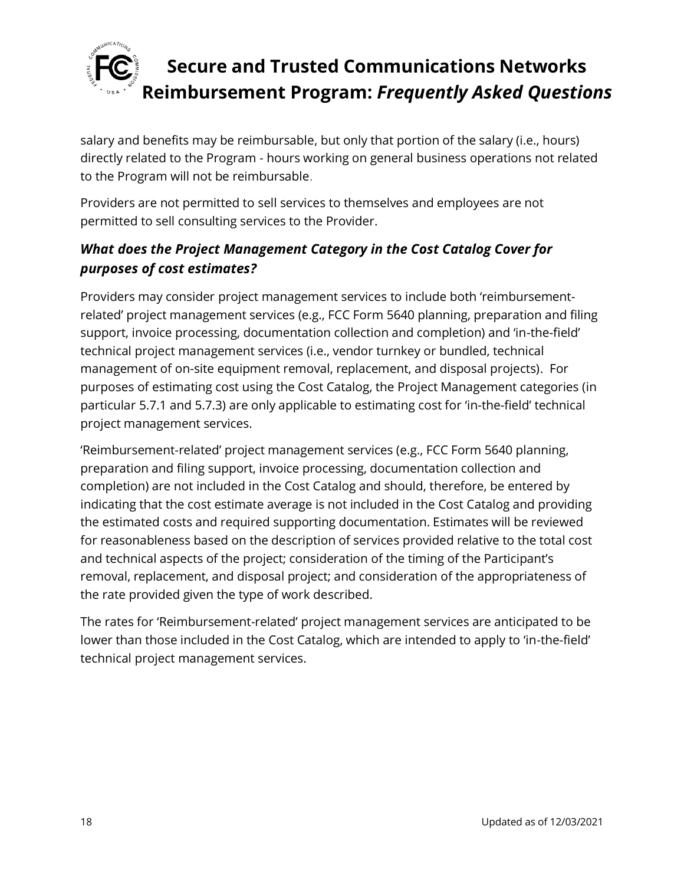salary and benefits may be reimbursable, but only that portion of the salary (i.e., hours) directly related to the Program - hours working on general business operations not related to the Program will not be reimbursable.

Providers are not permitted to sell services to themselves and employees are not permitted to sell consulting services to the Provider.

### *What does the Project Management Category in the Cost Catalog Cover for purposes of cost estimates?*

Providers may consider project management services to include both 'reimbursement-related' project management services (e.g., FCC Form 5640 planning, preparation and filing support, invoice processing, documentation collection and completion) and 'in-the-field' technical project management services (i.e., vendor turnkey or bundled, technical management of on-site equipment removal, replacement, and disposal projects). For purposes of estimating cost using the Cost Catalog, the Project Management categories (in particular 5.7.1 and 5.7.3) are only applicable to estimating cost for 'in-the-field' technical project management services.

'Reimbursement-related' project management services (e.g., FCC Form 5640 planning, preparation and filing support, invoice processing, documentation collection and completion) are not included in the Cost Catalog and should, therefore, be entered by indicating that the cost estimate average is not included in the Cost Catalog and providing the estimated costs and required supporting documentation. Estimates will be reviewed for reasonableness based on the description of services provided relative to the total cost and technical aspects of the project; consideration of the timing of the Participant's removal, replacement, and disposal project; and consideration of the appropriateness of the rate provided given the type of work described.

The rates for 'Reimbursement-related' project management services are anticipated to be lower than those included in the Cost Catalog, which are intended to apply to 'in-the-field' technical project management services.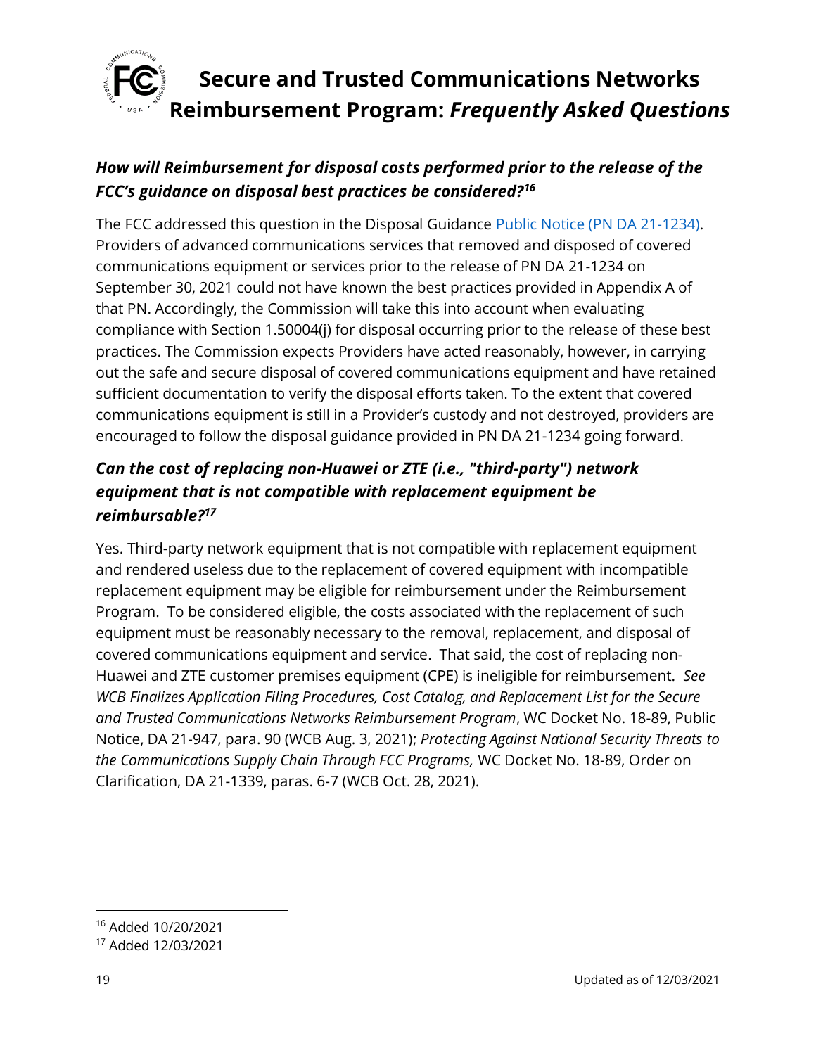### *How will Reimbursement for disposal costs performed prior to the release of the FCC's guidance on disposal best practices be considered?*[16]

The FCC addressed this question in the Disposal Guidance [Public Notice (PN DA 21-1234)](). Providers of advanced communications services that removed and disposed of covered communications equipment or services prior to the release of PN DA 21-1234 on September 30, 2021 could not have known the best practices provided in Appendix A of that PN. Accordingly, the Commission will take this into account when evaluating compliance with Section 1.50004(j) for disposal occurring prior to the release of these best practices. The Commission expects Providers have acted reasonably, however, in carrying out the safe and secure disposal of covered communications equipment and have retained sufficient documentation to verify the disposal efforts taken. To the extent that covered communications equipment is still in a Provider's custody and not destroyed, providers are encouraged to follow the disposal guidance provided in PN DA 21-1234 going forward.

### *Can the cost of replacing non-Huawei or ZTE (i.e., "third-party") network equipment that is not compatible with replacement equipment be reimbursable?*[17]

Yes. Third-party network equipment that is not compatible with replacement equipment and rendered useless due to the replacement of covered equipment with incompatible replacement equipment may be eligible for reimbursement under the Reimbursement Program. To be considered eligible, the costs associated with the replacement of such equipment must be reasonably necessary to the removal, replacement, and disposal of covered communications equipment and service. That said, the cost of replacing non-Huawei and ZTE customer premises equipment (CPE) is ineligible for reimbursement. *See WCB Finalizes Application Filing Procedures, Cost Catalog, and Replacement List for the Secure and Trusted Communications Networks Reimbursement Program*, WC Docket No. 18-89, Public Notice, DA 21-947, para. 90 (WCB Aug. 3, 2021); *Protecting Against National Security Threats to the Communications Supply Chain Through FCC Programs,* WC Docket No. 18-89, Order on Clarification, DA 21-1339, paras. 6-7 (WCB Oct. 28, 2021).

---

[16] Added 10/20/2021

[17] Added 12/03/2021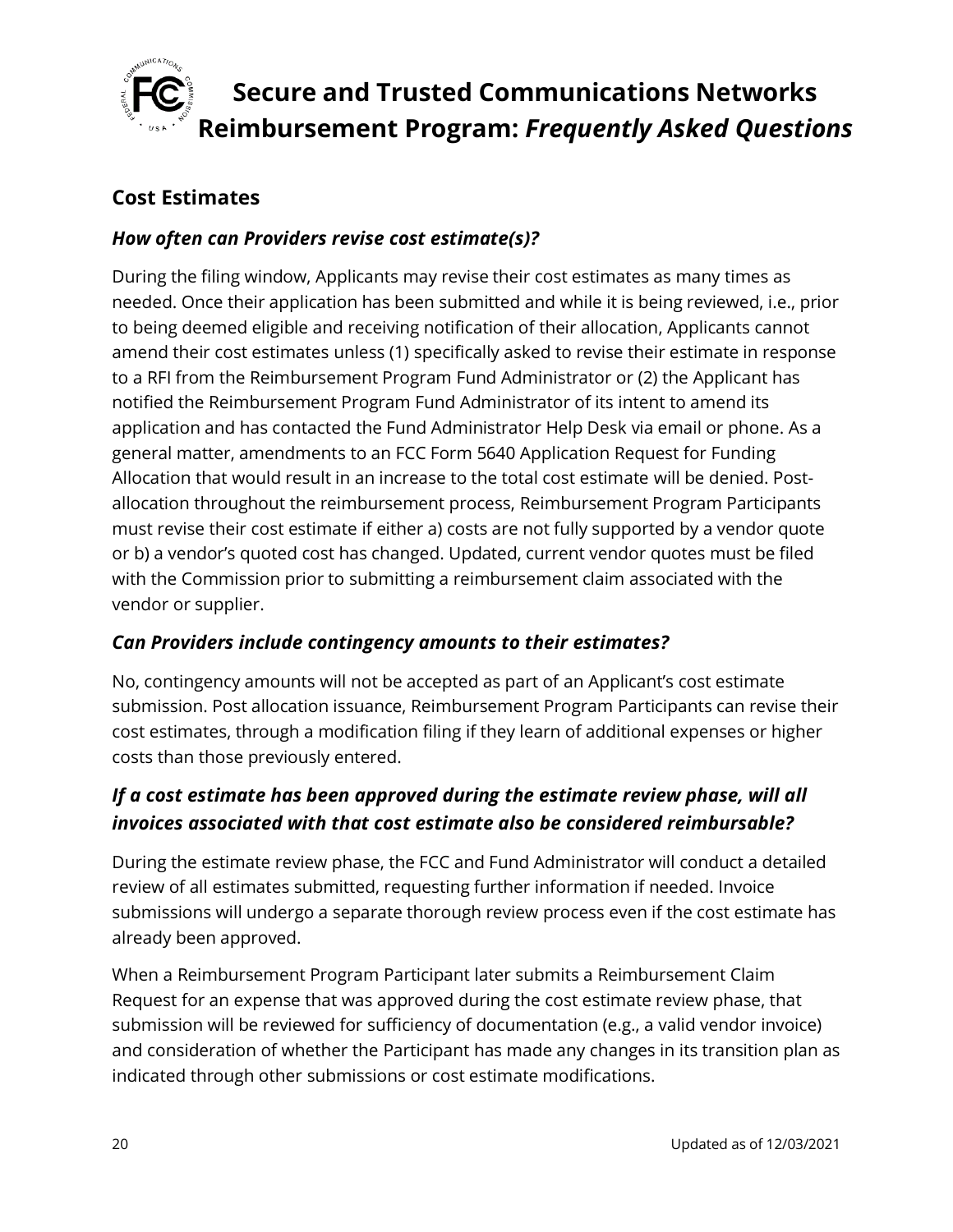## Cost Estimates

### *How often can Providers revise cost estimate(s)?*

During the filing window, Applicants may revise their cost estimates as many times as needed. Once their application has been submitted and while it is being reviewed, i.e., prior to being deemed eligible and receiving notification of their allocation, Applicants cannot amend their cost estimates unless (1) specifically asked to revise their estimate in response to a RFI from the Reimbursement Program Fund Administrator or (2) the Applicant has notified the Reimbursement Program Fund Administrator of its intent to amend its application and has contacted the Fund Administrator Help Desk via email or phone. As a general matter, amendments to an FCC Form 5640 Application Request for Funding Allocation that would result in an increase to the total cost estimate will be denied. Post-allocation throughout the reimbursement process, Reimbursement Program Participants must revise their cost estimate if either a) costs are not fully supported by a vendor quote or b) a vendor's quoted cost has changed. Updated, current vendor quotes must be filed with the Commission prior to submitting a reimbursement claim associated with the vendor or supplier.

### *Can Providers include contingency amounts to their estimates?*

No, contingency amounts will not be accepted as part of an Applicant's cost estimate submission. Post allocation issuance, Reimbursement Program Participants can revise their cost estimates, through a modification filing if they learn of additional expenses or higher costs than those previously entered.

### *If a cost estimate has been approved during the estimate review phase, will all invoices associated with that cost estimate also be considered reimbursable?*

During the estimate review phase, the FCC and Fund Administrator will conduct a detailed review of all estimates submitted, requesting further information if needed. Invoice submissions will undergo a separate thorough review process even if the cost estimate has already been approved.

When a Reimbursement Program Participant later submits a Reimbursement Claim Request for an expense that was approved during the cost estimate review phase, that submission will be reviewed for sufficiency of documentation (e.g., a valid vendor invoice) and consideration of whether the Participant has made any changes in its transition plan as indicated through other submissions or cost estimate modifications.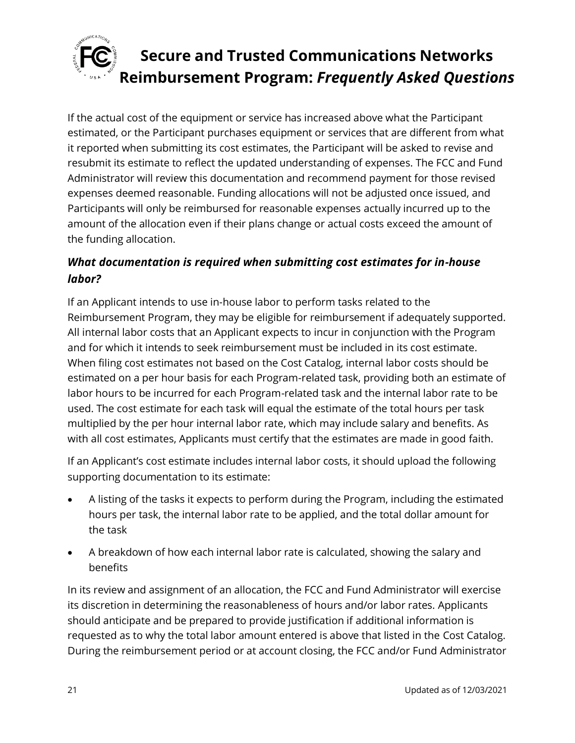If the actual cost of the equipment or service has increased above what the Participant estimated, or the Participant purchases equipment or services that are different from what it reported when submitting its cost estimates, the Participant will be asked to revise and resubmit its estimate to reflect the updated understanding of expenses. The FCC and Fund Administrator will review this documentation and recommend payment for those revised expenses deemed reasonable. Funding allocations will not be adjusted once issued, and Participants will only be reimbursed for reasonable expenses actually incurred up to the amount of the allocation even if their plans change or actual costs exceed the amount of the funding allocation.

### *What documentation is required when submitting cost estimates for in-house labor?*

If an Applicant intends to use in-house labor to perform tasks related to the Reimbursement Program, they may be eligible for reimbursement if adequately supported. All internal labor costs that an Applicant expects to incur in conjunction with the Program and for which it intends to seek reimbursement must be included in its cost estimate. When filing cost estimates not based on the Cost Catalog, internal labor costs should be estimated on a per hour basis for each Program-related task, providing both an estimate of labor hours to be incurred for each Program-related task and the internal labor rate to be used. The cost estimate for each task will equal the estimate of the total hours per task multiplied by the per hour internal labor rate, which may include salary and benefits. As with all cost estimates, Applicants must certify that the estimates are made in good faith.

If an Applicant's cost estimate includes internal labor costs, it should upload the following supporting documentation to its estimate:

- A listing of the tasks it expects to perform during the Program, including the estimated hours per task, the internal labor rate to be applied, and the total dollar amount for the task
- A breakdown of how each internal labor rate is calculated, showing the salary and benefits

In its review and assignment of an allocation, the FCC and Fund Administrator will exercise its discretion in determining the reasonableness of hours and/or labor rates. Applicants should anticipate and be prepared to provide justification if additional information is requested as to why the total labor amount entered is above that listed in the Cost Catalog. During the reimbursement period or at account closing, the FCC and/or Fund Administrator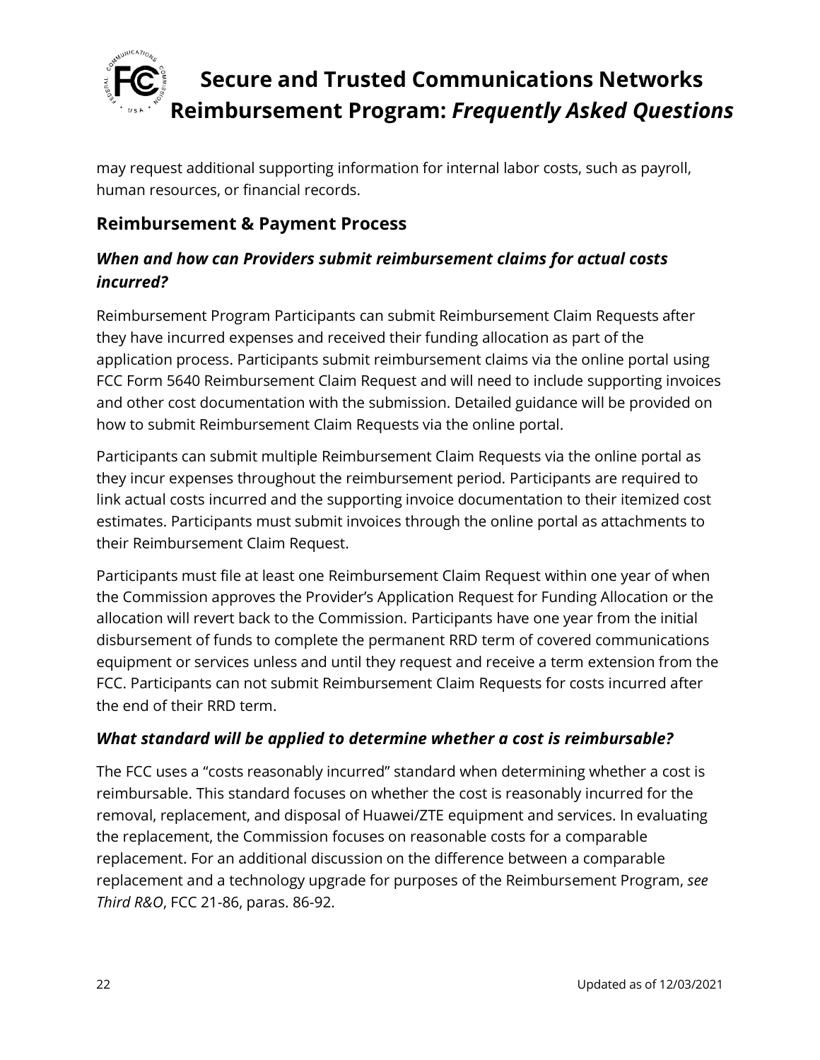may request additional supporting information for internal labor costs, such as payroll, human resources, or financial records.

## Reimbursement & Payment Process

### *When and how can Providers submit reimbursement claims for actual costs incurred?*

Reimbursement Program Participants can submit Reimbursement Claim Requests after they have incurred expenses and received their funding allocation as part of the application process. Participants submit reimbursement claims via the online portal using FCC Form 5640 Reimbursement Claim Request and will need to include supporting invoices and other cost documentation with the submission. Detailed guidance will be provided on how to submit Reimbursement Claim Requests via the online portal.

Participants can submit multiple Reimbursement Claim Requests via the online portal as they incur expenses throughout the reimbursement period. Participants are required to link actual costs incurred and the supporting invoice documentation to their itemized cost estimates. Participants must submit invoices through the online portal as attachments to their Reimbursement Claim Request.

Participants must file at least one Reimbursement Claim Request within one year of when the Commission approves the Provider's Application Request for Funding Allocation or the allocation will revert back to the Commission. Participants have one year from the initial disbursement of funds to complete the permanent RRD term of covered communications equipment or services unless and until they request and receive a term extension from the FCC. Participants can not submit Reimbursement Claim Requests for costs incurred after the end of their RRD term.

### *What standard will be applied to determine whether a cost is reimbursable?*

The FCC uses a "costs reasonably incurred" standard when determining whether a cost is reimbursable. This standard focuses on whether the cost is reasonably incurred for the removal, replacement, and disposal of Huawei/ZTE equipment and services. In evaluating the replacement, the Commission focuses on reasonable costs for a comparable replacement. For an additional discussion on the difference between a comparable replacement and a technology upgrade for purposes of the Reimbursement Program, *see Third R&O*, FCC 21-86, paras. 86-92.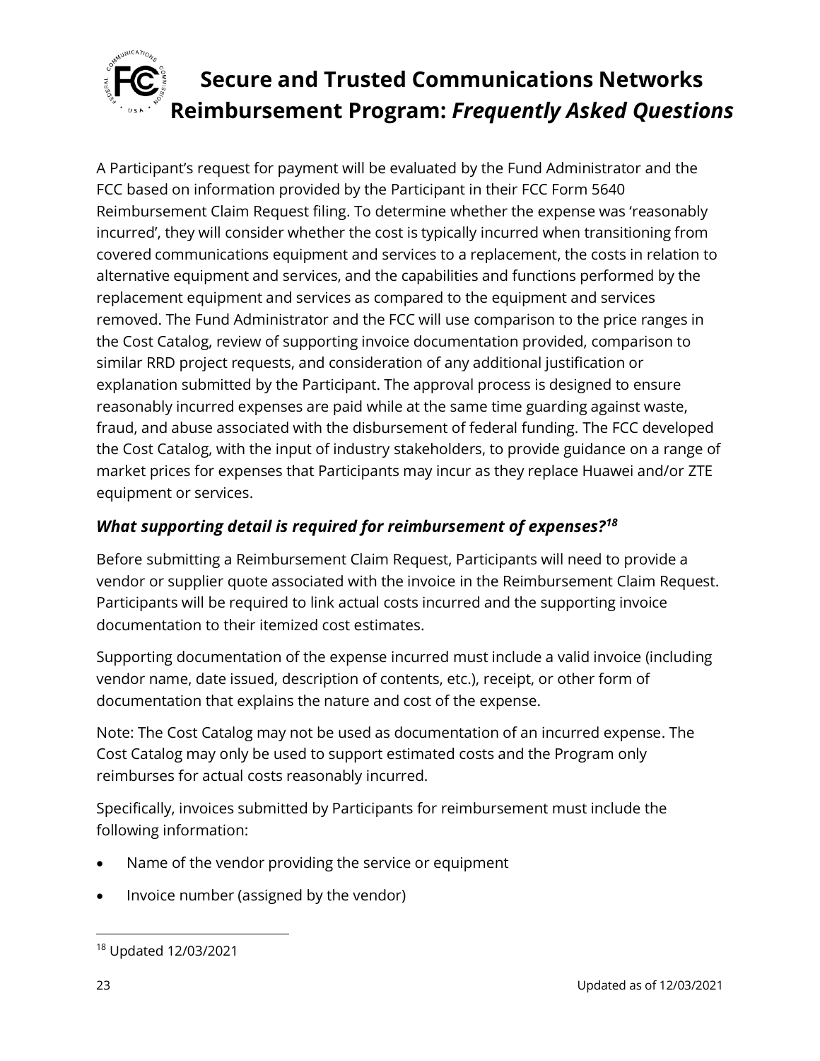A Participant's request for payment will be evaluated by the Fund Administrator and the FCC based on information provided by the Participant in their FCC Form 5640 Reimbursement Claim Request filing. To determine whether the expense was 'reasonably incurred', they will consider whether the cost is typically incurred when transitioning from covered communications equipment and services to a replacement, the costs in relation to alternative equipment and services, and the capabilities and functions performed by the replacement equipment and services as compared to the equipment and services removed. The Fund Administrator and the FCC will use comparison to the price ranges in the Cost Catalog, review of supporting invoice documentation provided, comparison to similar RRD project requests, and consideration of any additional justification or explanation submitted by the Participant. The approval process is designed to ensure reasonably incurred expenses are paid while at the same time guarding against waste, fraud, and abuse associated with the disbursement of federal funding. The FCC developed the Cost Catalog, with the input of industry stakeholders, to provide guidance on a range of market prices for expenses that Participants may incur as they replace Huawei and/or ZTE equipment or services.

### *What supporting detail is required for reimbursement of expenses?*[18]

Before submitting a Reimbursement Claim Request, Participants will need to provide a vendor or supplier quote associated with the invoice in the Reimbursement Claim Request. Participants will be required to link actual costs incurred and the supporting invoice documentation to their itemized cost estimates.

Supporting documentation of the expense incurred must include a valid invoice (including vendor name, date issued, description of contents, etc.), receipt, or other form of documentation that explains the nature and cost of the expense.

Note: The Cost Catalog may not be used as documentation of an incurred expense. The Cost Catalog may only be used to support estimated costs and the Program only reimburses for actual costs reasonably incurred.

Specifically, invoices submitted by Participants for reimbursement must include the following information:

- Name of the vendor providing the service or equipment
- Invoice number (assigned by the vendor)

[18] Updated 12/03/2021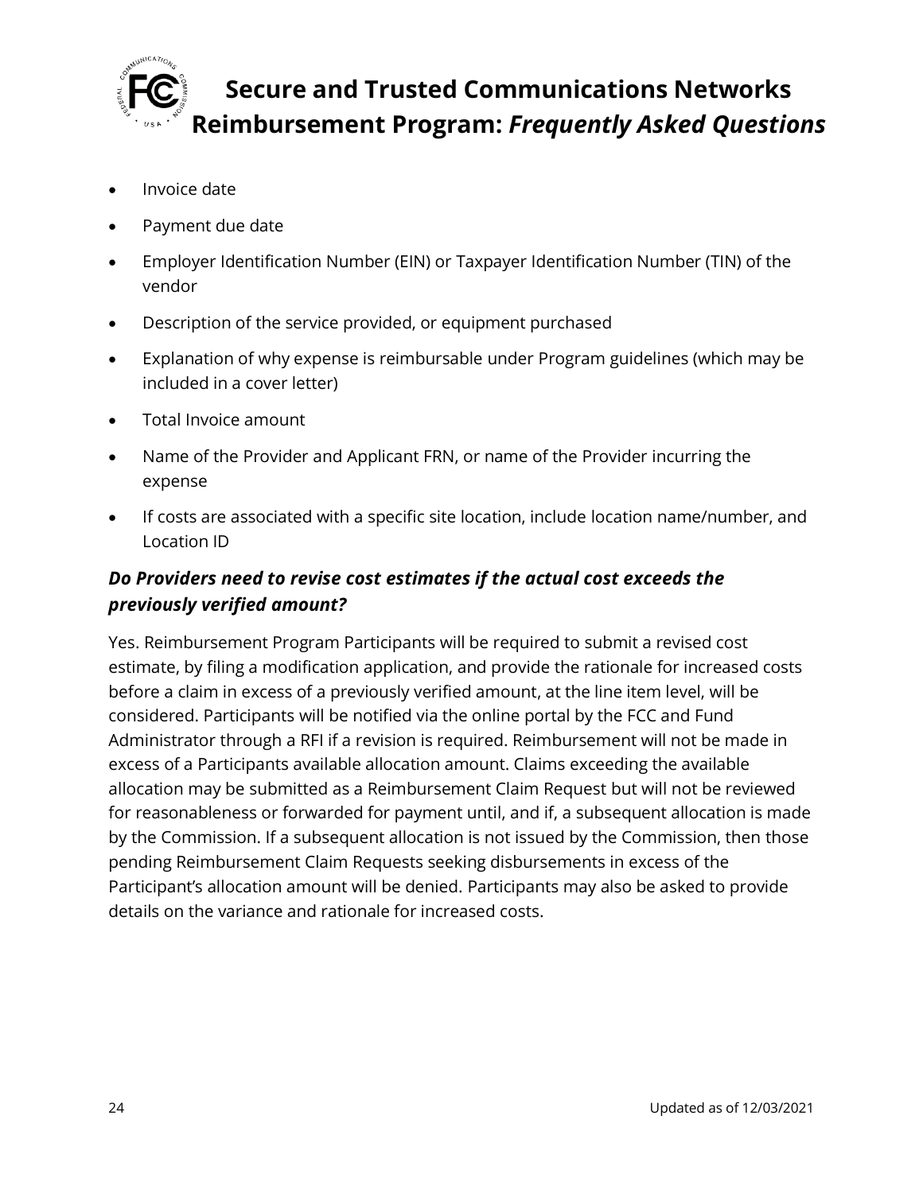- Invoice date
- Payment due date
- Employer Identification Number (EIN) or Taxpayer Identification Number (TIN) of the vendor
- Description of the service provided, or equipment purchased
- Explanation of why expense is reimbursable under Program guidelines (which may be included in a cover letter)
- Total Invoice amount
- Name of the Provider and Applicant FRN, or name of the Provider incurring the expense
- If costs are associated with a specific site location, include location name/number, and Location ID

### *Do Providers need to revise cost estimates if the actual cost exceeds the previously verified amount?*

Yes. Reimbursement Program Participants will be required to submit a revised cost estimate, by filing a modification application, and provide the rationale for increased costs before a claim in excess of a previously verified amount, at the line item level, will be considered. Participants will be notified via the online portal by the FCC and Fund Administrator through a RFI if a revision is required. Reimbursement will not be made in excess of a Participants available allocation amount. Claims exceeding the available allocation may be submitted as a Reimbursement Claim Request but will not be reviewed for reasonableness or forwarded for payment until, and if, a subsequent allocation is made by the Commission. If a subsequent allocation is not issued by the Commission, then those pending Reimbursement Claim Requests seeking disbursements in excess of the Participant's allocation amount will be denied. Participants may also be asked to provide details on the variance and rationale for increased costs.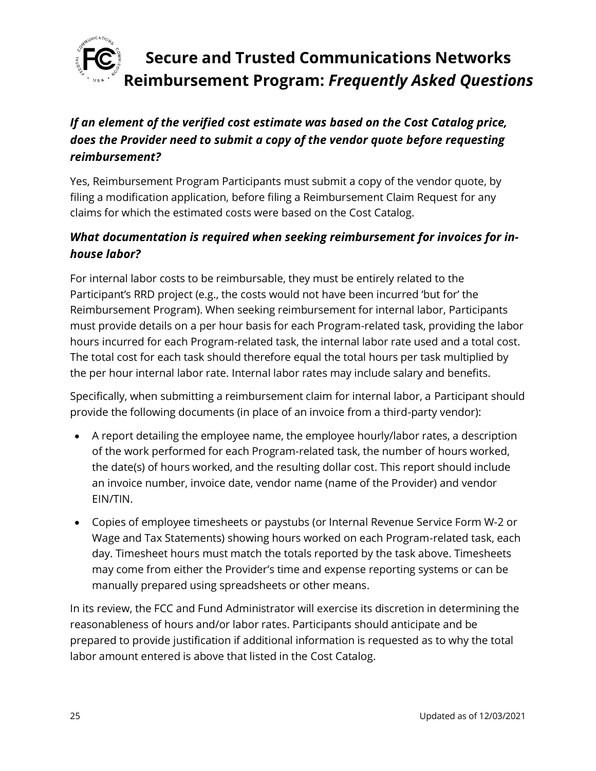### *If an element of the verified cost estimate was based on the Cost Catalog price, does the Provider need to submit a copy of the vendor quote before requesting reimbursement?*

Yes, Reimbursement Program Participants must submit a copy of the vendor quote, by filing a modification application, before filing a Reimbursement Claim Request for any claims for which the estimated costs were based on the Cost Catalog.

### *What documentation is required when seeking reimbursement for invoices for in-house labor?*

For internal labor costs to be reimbursable, they must be entirely related to the Participant's RRD project (e.g., the costs would not have been incurred 'but for' the Reimbursement Program). When seeking reimbursement for internal labor, Participants must provide details on a per hour basis for each Program-related task, providing the labor hours incurred for each Program-related task, the internal labor rate used and a total cost. The total cost for each task should therefore equal the total hours per task multiplied by the per hour internal labor rate. Internal labor rates may include salary and benefits.

Specifically, when submitting a reimbursement claim for internal labor, a Participant should provide the following documents (in place of an invoice from a third-party vendor):

- A report detailing the employee name, the employee hourly/labor rates, a description of the work performed for each Program-related task, the number of hours worked, the date(s) of hours worked, and the resulting dollar cost. This report should include an invoice number, invoice date, vendor name (name of the Provider) and vendor EIN/TIN.
- Copies of employee timesheets or paystubs (or Internal Revenue Service Form W-2 or Wage and Tax Statements) showing hours worked on each Program-related task, each day. Timesheet hours must match the totals reported by the task above. Timesheets may come from either the Provider's time and expense reporting systems or can be manually prepared using spreadsheets or other means.

In its review, the FCC and Fund Administrator will exercise its discretion in determining the reasonableness of hours and/or labor rates. Participants should anticipate and be prepared to provide justification if additional information is requested as to why the total labor amount entered is above that listed in the Cost Catalog.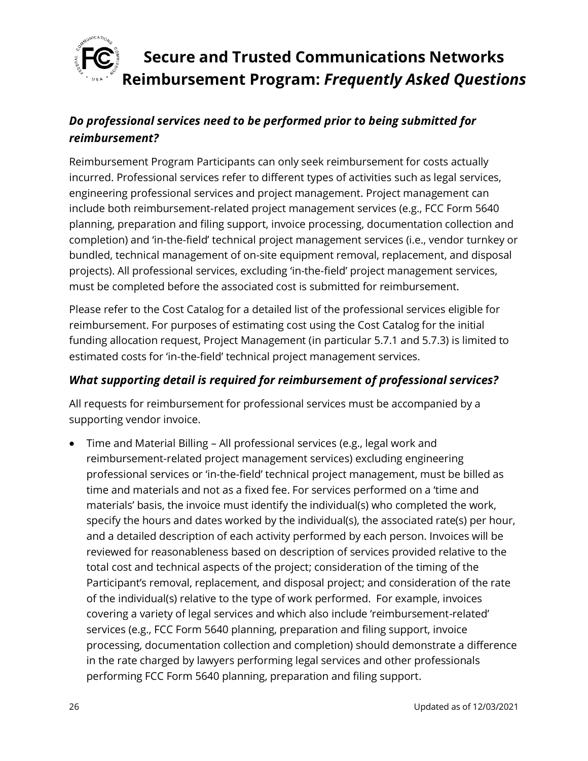### *Do professional services need to be performed prior to being submitted for reimbursement?*

Reimbursement Program Participants can only seek reimbursement for costs actually incurred. Professional services refer to different types of activities such as legal services, engineering professional services and project management. Project management can include both reimbursement-related project management services (e.g., FCC Form 5640 planning, preparation and filing support, invoice processing, documentation collection and completion) and 'in-the-field' technical project management services (i.e., vendor turnkey or bundled, technical management of on-site equipment removal, replacement, and disposal projects). All professional services, excluding 'in-the-field' project management services, must be completed before the associated cost is submitted for reimbursement.

Please refer to the Cost Catalog for a detailed list of the professional services eligible for reimbursement. For purposes of estimating cost using the Cost Catalog for the initial funding allocation request, Project Management (in particular 5.7.1 and 5.7.3) is limited to estimated costs for 'in-the-field' technical project management services.

### *What supporting detail is required for reimbursement of professional services?*

All requests for reimbursement for professional services must be accompanied by a supporting vendor invoice.

- Time and Material Billing – All professional services (e.g., legal work and reimbursement-related project management services) excluding engineering professional services or 'in-the-field' technical project management, must be billed as time and materials and not as a fixed fee. For services performed on a 'time and materials' basis, the invoice must identify the individual(s) who completed the work, specify the hours and dates worked by the individual(s), the associated rate(s) per hour, and a detailed description of each activity performed by each person. Invoices will be reviewed for reasonableness based on description of services provided relative to the total cost and technical aspects of the project; consideration of the timing of the Participant's removal, replacement, and disposal project; and consideration of the rate of the individual(s) relative to the type of work performed. For example, invoices covering a variety of legal services and which also include 'reimbursement-related' services (e.g., FCC Form 5640 planning, preparation and filing support, invoice processing, documentation collection and completion) should demonstrate a difference in the rate charged by lawyers performing legal services and other professionals performing FCC Form 5640 planning, preparation and filing support.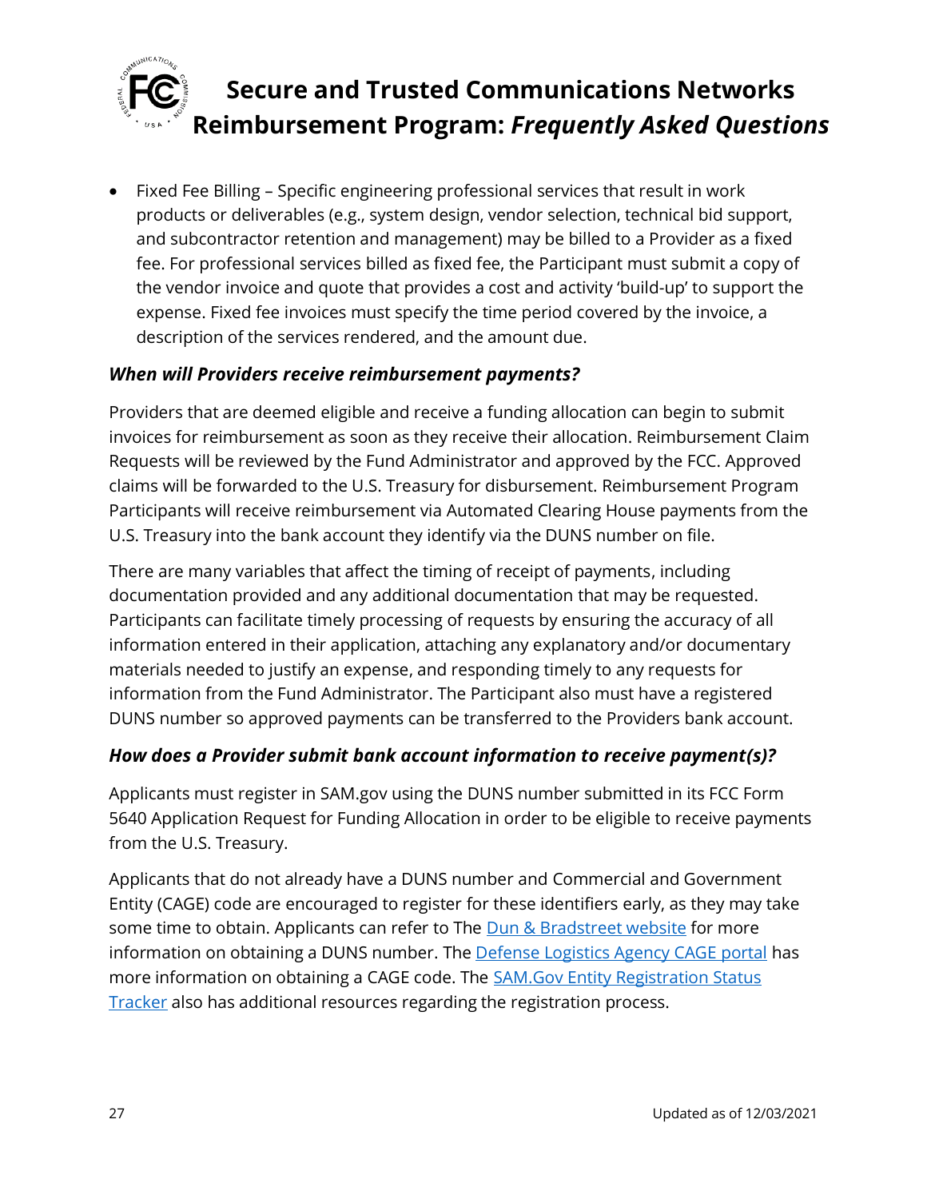- Fixed Fee Billing – Specific engineering professional services that result in work products or deliverables (e.g., system design, vendor selection, technical bid support, and subcontractor retention and management) may be billed to a Provider as a fixed fee. For professional services billed as fixed fee, the Participant must submit a copy of the vendor invoice and quote that provides a cost and activity 'build-up' to support the expense. Fixed fee invoices must specify the time period covered by the invoice, a description of the services rendered, and the amount due.

### *When will Providers receive reimbursement payments?*

Providers that are deemed eligible and receive a funding allocation can begin to submit invoices for reimbursement as soon as they receive their allocation. Reimbursement Claim Requests will be reviewed by the Fund Administrator and approved by the FCC. Approved claims will be forwarded to the U.S. Treasury for disbursement. Reimbursement Program Participants will receive reimbursement via Automated Clearing House payments from the U.S. Treasury into the bank account they identify via the DUNS number on file.

There are many variables that affect the timing of receipt of payments, including documentation provided and any additional documentation that may be requested. Participants can facilitate timely processing of requests by ensuring the accuracy of all information entered in their application, attaching any explanatory and/or documentary materials needed to justify an expense, and responding timely to any requests for information from the Fund Administrator. The Participant also must have a registered DUNS number so approved payments can be transferred to the Providers bank account.

### *How does a Provider submit bank account information to receive payment(s)?*

Applicants must register in SAM.gov using the DUNS number submitted in its FCC Form 5640 Application Request for Funding Allocation in order to be eligible to receive payments from the U.S. Treasury.

Applicants that do not already have a DUNS number and Commercial and Government Entity (CAGE) code are encouraged to register for these identifiers early, as they may take some time to obtain. Applicants can refer to The Dun & Bradstreet website for more information on obtaining a DUNS number. The Defense Logistics Agency CAGE portal has more information on obtaining a CAGE code. The SAM.Gov Entity Registration Status Tracker also has additional resources regarding the registration process.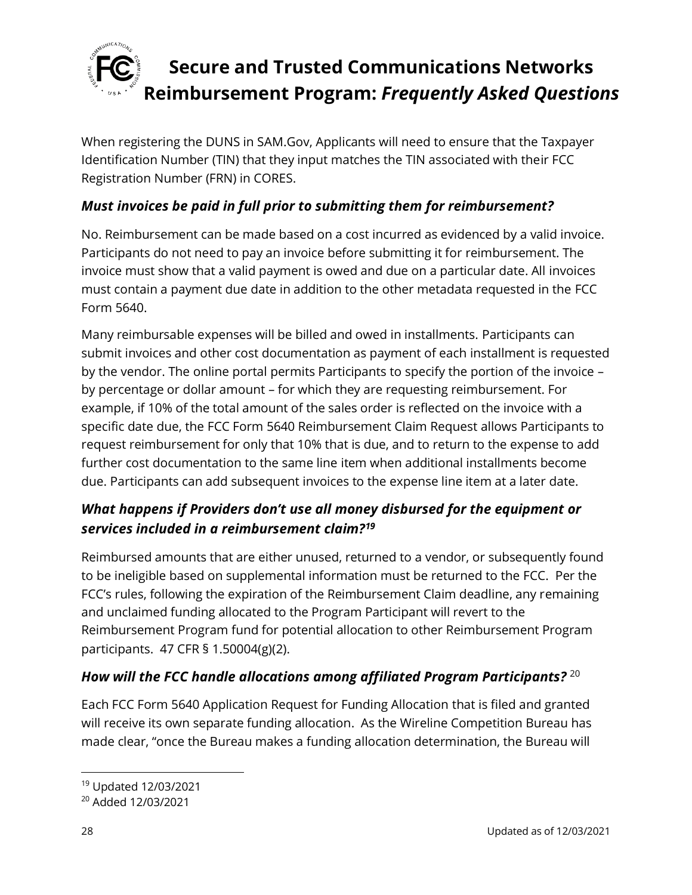When registering the DUNS in SAM.Gov, Applicants will need to ensure that the Taxpayer Identification Number (TIN) that they input matches the TIN associated with their FCC Registration Number (FRN) in CORES.

### *Must invoices be paid in full prior to submitting them for reimbursement?*

No. Reimbursement can be made based on a cost incurred as evidenced by a valid invoice. Participants do not need to pay an invoice before submitting it for reimbursement. The invoice must show that a valid payment is owed and due on a particular date. All invoices must contain a payment due date in addition to the other metadata requested in the FCC Form 5640.

Many reimbursable expenses will be billed and owed in installments. Participants can submit invoices and other cost documentation as payment of each installment is requested by the vendor. The online portal permits Participants to specify the portion of the invoice – by percentage or dollar amount – for which they are requesting reimbursement. For example, if 10% of the total amount of the sales order is reflected on the invoice with a specific date due, the FCC Form 5640 Reimbursement Claim Request allows Participants to request reimbursement for only that 10% that is due, and to return to the expense to add further cost documentation to the same line item when additional installments become due. Participants can add subsequent invoices to the expense line item at a later date.

### *What happens if Providers don't use all money disbursed for the equipment or services included in a reimbursement claim?*[19]

Reimbursed amounts that are either unused, returned to a vendor, or subsequently found to be ineligible based on supplemental information must be returned to the FCC. Per the FCC's rules, following the expiration of the Reimbursement Claim deadline, any remaining and unclaimed funding allocated to the Program Participant will revert to the Reimbursement Program fund for potential allocation to other Reimbursement Program participants. 47 CFR § 1.50004(g)(2).

### *How will the FCC handle allocations among affiliated Program Participants?* [20]

Each FCC Form 5640 Application Request for Funding Allocation that is filed and granted will receive its own separate funding allocation. As the Wireline Competition Bureau has made clear, "once the Bureau makes a funding allocation determination, the Bureau will

---

[19] Updated 12/03/2021

[20] Added 12/03/2021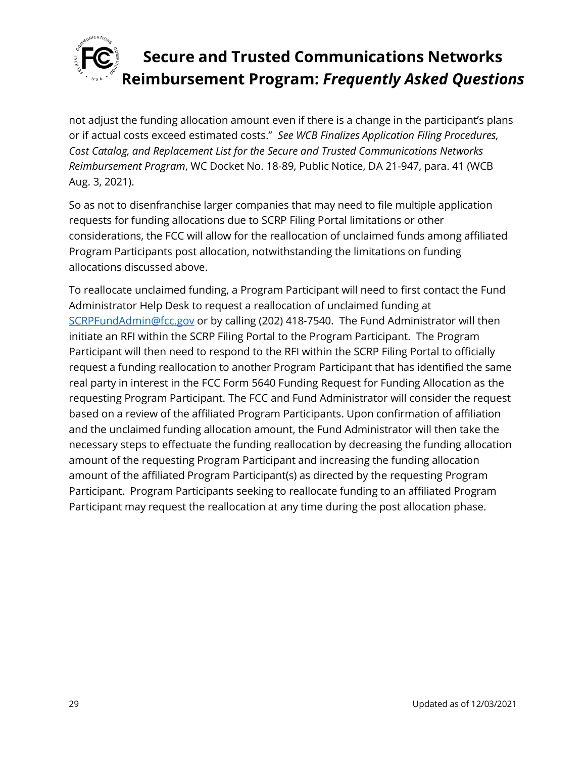not adjust the funding allocation amount even if there is a change in the participant's plans or if actual costs exceed estimated costs." *See WCB Finalizes Application Filing Procedures, Cost Catalog, and Replacement List for the Secure and Trusted Communications Networks Reimbursement Program*, WC Docket No. 18-89, Public Notice, DA 21-947, para. 41 (WCB Aug. 3, 2021).

So as not to disenfranchise larger companies that may need to file multiple application requests for funding allocations due to SCRP Filing Portal limitations or other considerations, the FCC will allow for the reallocation of unclaimed funds among affiliated Program Participants post allocation, notwithstanding the limitations on funding allocations discussed above.

To reallocate unclaimed funding, a Program Participant will need to first contact the Fund Administrator Help Desk to request a reallocation of unclaimed funding at [SCRPFundAdmin@fcc.gov](mailto:SCRPFundAdmin@fcc.gov) or by calling (202) 418-7540. The Fund Administrator will then initiate an RFI within the SCRP Filing Portal to the Program Participant. The Program Participant will then need to respond to the RFI within the SCRP Filing Portal to officially request a funding reallocation to another Program Participant that has identified the same real party in interest in the FCC Form 5640 Funding Request for Funding Allocation as the requesting Program Participant. The FCC and Fund Administrator will consider the request based on a review of the affiliated Program Participants. Upon confirmation of affiliation and the unclaimed funding allocation amount, the Fund Administrator will then take the necessary steps to effectuate the funding reallocation by decreasing the funding allocation amount of the requesting Program Participant and increasing the funding allocation amount of the affiliated Program Participant(s) as directed by the requesting Program Participant. Program Participants seeking to reallocate funding to an affiliated Program Participant may request the reallocation at any time during the post allocation phase.